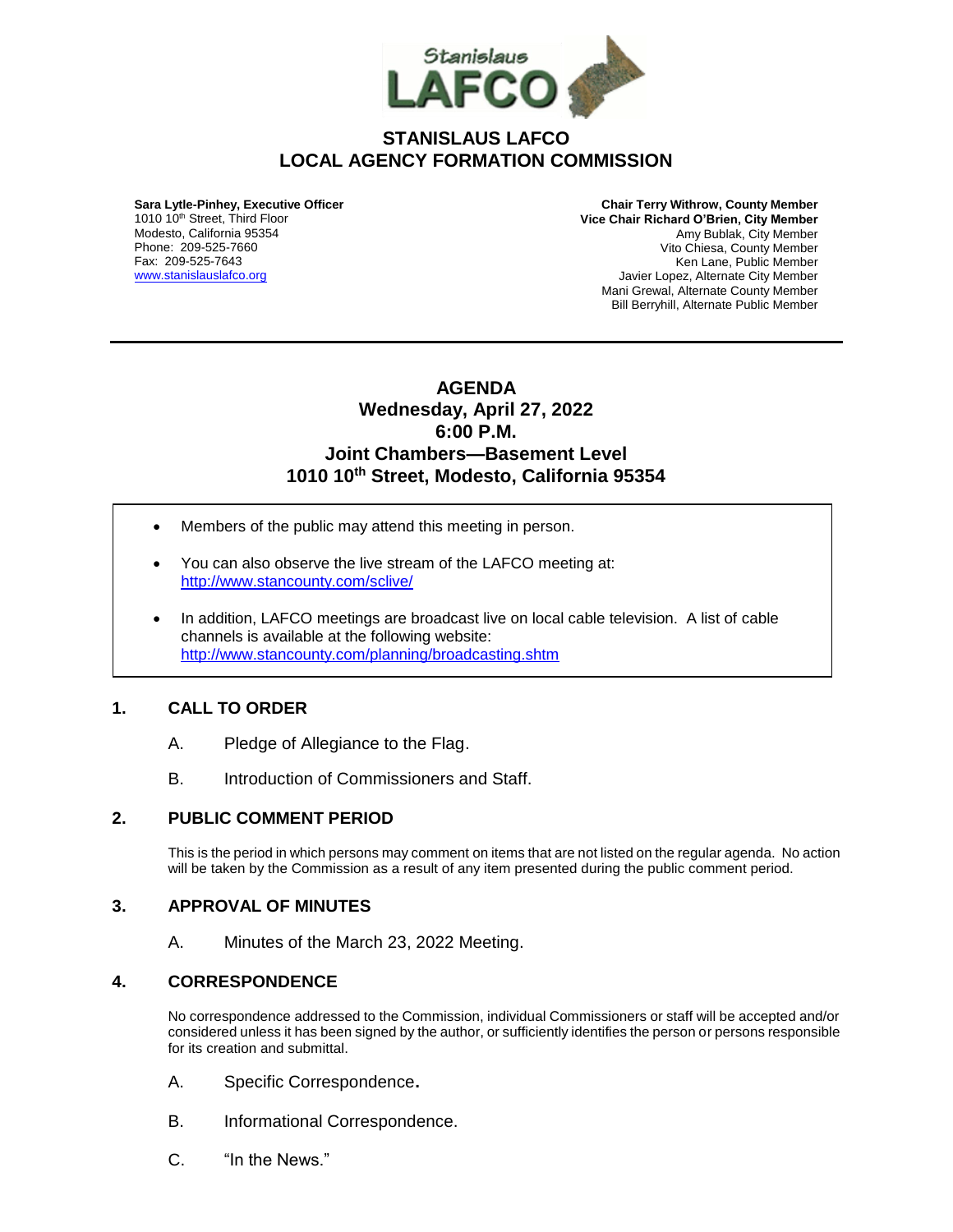# STANISLAUS LAFCO
# LOCAL AGENCY FORMATION COMMISSION

**Sara Lytle-Pinhey, Executive Officer**
1010 10th Street, Third Floor
Modesto, California 95354
Phone: 209-525-7660
Fax: 209-525-7643
www.stanislauslafco.org

**Chair Terry Withrow, County Member**
**Vice Chair Richard O'Brien, City Member**
Amy Bublak, City Member
Vito Chiesa, County Member
Ken Lane, Public Member
Javier Lopez, Alternate City Member
Mani Grewal, Alternate County Member
Bill Berryhill, Alternate Public Member

---

## AGENDA
## Wednesday, April 27, 2022
## 6:00 P.M.
## Joint Chambers—Basement Level
## 1010 10th Street, Modesto, California 95354

- Members of the public may attend this meeting in person.
- You can also observe the live stream of the LAFCO meeting at: http://www.stancounty.com/sclive/
- In addition, LAFCO meetings are broadcast live on local cable television. A list of cable channels is available at the following website: http://www.stancounty.com/planning/broadcasting.shtm

### 1. CALL TO ORDER

A. Pledge of Allegiance to the Flag.

B. Introduction of Commissioners and Staff.

### 2. PUBLIC COMMENT PERIOD

This is the period in which persons may comment on items that are not listed on the regular agenda. No action will be taken by the Commission as a result of any item presented during the public comment period.

### 3. APPROVAL OF MINUTES

A. Minutes of the March 23, 2022 Meeting.

### 4. CORRESPONDENCE

No correspondence addressed to the Commission, individual Commissioners or staff will be accepted and/or considered unless it has been signed by the author, or sufficiently identifies the person or persons responsible for its creation and submittal.

A. Specific Correspondence.

B. Informational Correspondence.

C. "In the News."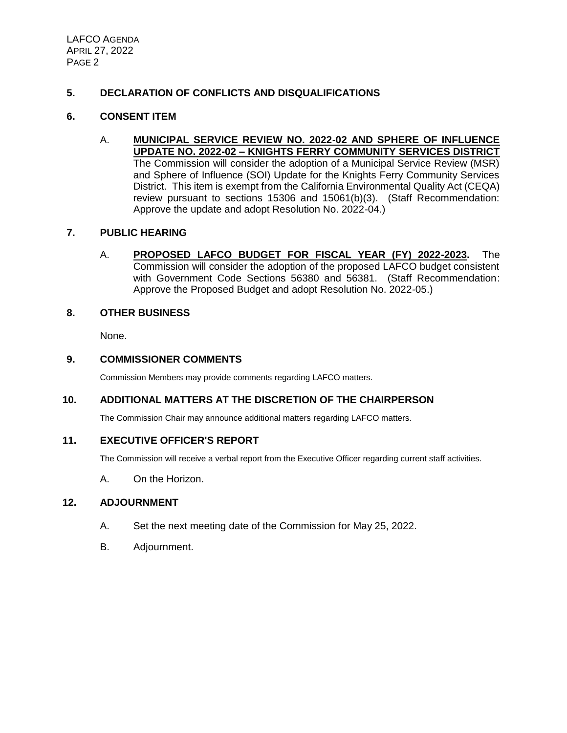## 5. DECLARATION OF CONFLICTS AND DISQUALIFICATIONS

## 6. CONSENT ITEM

A. **MUNICIPAL SERVICE REVIEW NO. 2022-02 AND SPHERE OF INFLUENCE UPDATE NO. 2022-02 – KNIGHTS FERRY COMMUNITY SERVICES DISTRICT** The Commission will consider the adoption of a Municipal Service Review (MSR) and Sphere of Influence (SOI) Update for the Knights Ferry Community Services District. This item is exempt from the California Environmental Quality Act (CEQA) review pursuant to sections 15306 and 15061(b)(3). (Staff Recommendation: Approve the update and adopt Resolution No. 2022-04.)

## 7. PUBLIC HEARING

A. **PROPOSED LAFCO BUDGET FOR FISCAL YEAR (FY) 2022-2023.** The Commission will consider the adoption of the proposed LAFCO budget consistent with Government Code Sections 56380 and 56381. (Staff Recommendation: Approve the Proposed Budget and adopt Resolution No. 2022-05.)

## 8. OTHER BUSINESS

None.

## 9. COMMISSIONER COMMENTS

Commission Members may provide comments regarding LAFCO matters.

## 10. ADDITIONAL MATTERS AT THE DISCRETION OF THE CHAIRPERSON

The Commission Chair may announce additional matters regarding LAFCO matters.

## 11. EXECUTIVE OFFICER'S REPORT

The Commission will receive a verbal report from the Executive Officer regarding current staff activities.

A. On the Horizon.

## 12. ADJOURNMENT

A. Set the next meeting date of the Commission for May 25, 2022.

B. Adjournment.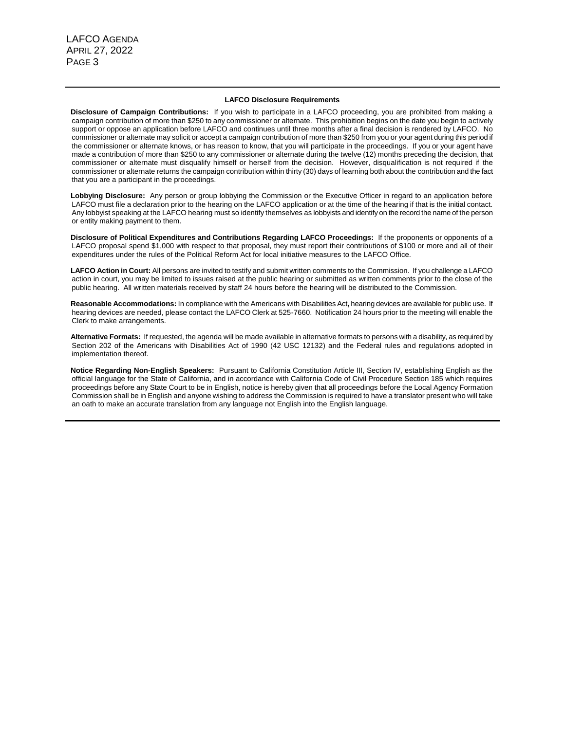### LAFCO Disclosure Requirements

**Disclosure of Campaign Contributions:** If you wish to participate in a LAFCO proceeding, you are prohibited from making a campaign contribution of more than $250 to any commissioner or alternate. This prohibition begins on the date you begin to actively support or oppose an application before LAFCO and continues until three months after a final decision is rendered by LAFCO. No commissioner or alternate may solicit or accept a campaign contribution of more than $250 from you or your agent during this period if the commissioner or alternate knows, or has reason to know, that you will participate in the proceedings. If you or your agent have made a contribution of more than $250 to any commissioner or alternate during the twelve (12) months preceding the decision, that commissioner or alternate must disqualify himself or herself from the decision. However, disqualification is not required if the commissioner or alternate returns the campaign contribution within thirty (30) days of learning both about the contribution and the fact that you are a participant in the proceedings.

**Lobbying Disclosure:** Any person or group lobbying the Commission or the Executive Officer in regard to an application before LAFCO must file a declaration prior to the hearing on the LAFCO application or at the time of the hearing if that is the initial contact. Any lobbyist speaking at the LAFCO hearing must so identify themselves as lobbyists and identify on the record the name of the person or entity making payment to them.

**Disclosure of Political Expenditures and Contributions Regarding LAFCO Proceedings:** If the proponents or opponents of a LAFCO proposal spend $1,000 with respect to that proposal, they must report their contributions of $100 or more and all of their expenditures under the rules of the Political Reform Act for local initiative measures to the LAFCO Office.

**LAFCO Action in Court:** All persons are invited to testify and submit written comments to the Commission. If you challenge a LAFCO action in court, you may be limited to issues raised at the public hearing or submitted as written comments prior to the close of the public hearing. All written materials received by staff 24 hours before the hearing will be distributed to the Commission.

**Reasonable Accommodations:** In compliance with the Americans with Disabilities Act**,** hearing devices are available for public use. If hearing devices are needed, please contact the LAFCO Clerk at 525-7660. Notification 24 hours prior to the meeting will enable the Clerk to make arrangements.

**Alternative Formats:** If requested, the agenda will be made available in alternative formats to persons with a disability, as required by Section 202 of the Americans with Disabilities Act of 1990 (42 USC 12132) and the Federal rules and regulations adopted in implementation thereof.

**Notice Regarding Non-English Speakers:** Pursuant to California Constitution Article III, Section IV, establishing English as the official language for the State of California, and in accordance with California Code of Civil Procedure Section 185 which requires proceedings before any State Court to be in English, notice is hereby given that all proceedings before the Local Agency Formation Commission shall be in English and anyone wishing to address the Commission is required to have a translator present who will take an oath to make an accurate translation from any language not English into the English language.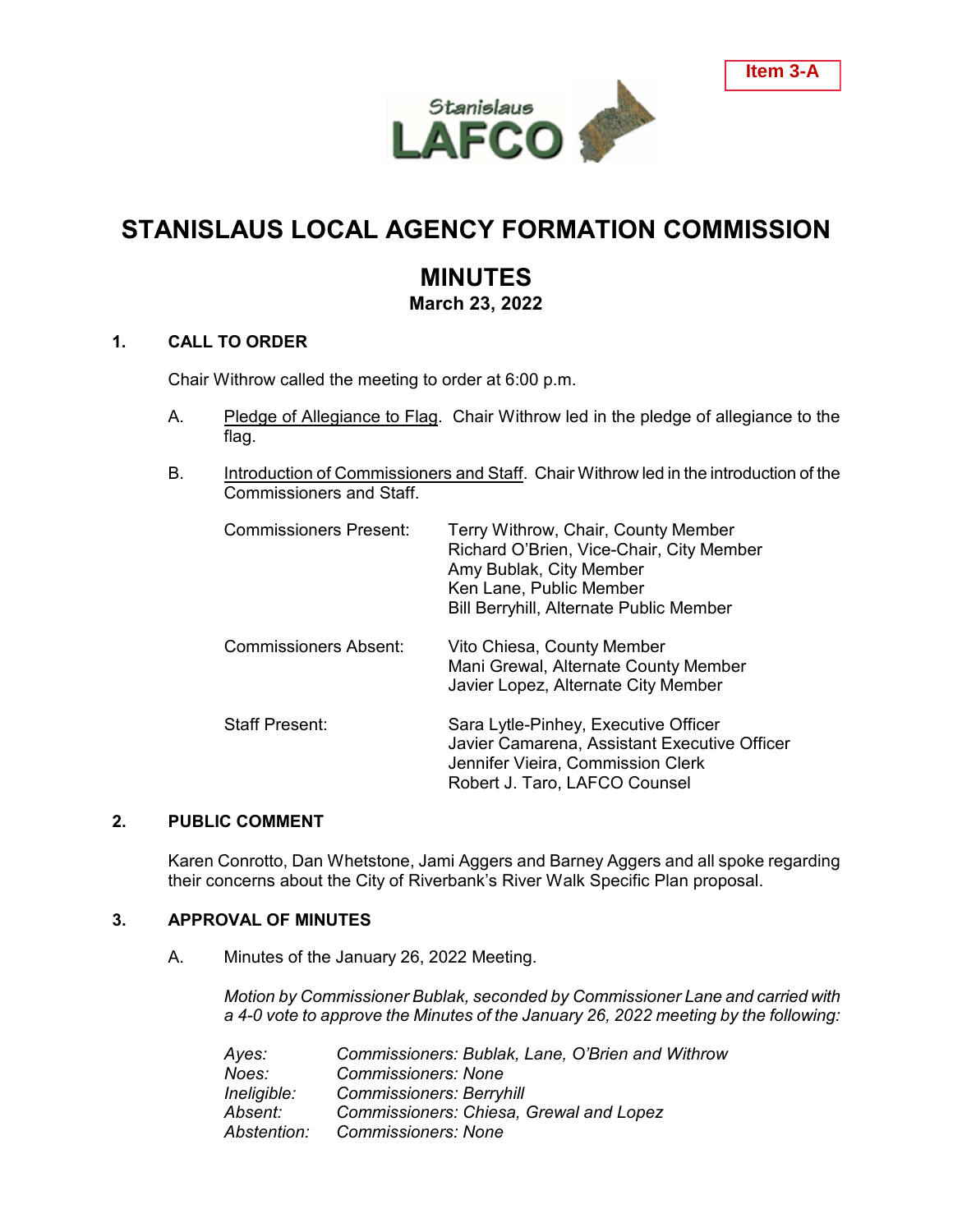Item 3-A

# STANISLAUS LOCAL AGENCY FORMATION COMMISSION

## MINUTES

**March 23, 2022**

### 1. CALL TO ORDER

Chair Withrow called the meeting to order at 6:00 p.m.

A. Pledge of Allegiance to Flag. Chair Withrow led in the pledge of allegiance to the flag.

B. Introduction of Commissioners and Staff. Chair Withrow led in the introduction of the Commissioners and Staff.

| | |
|---|---|
| Commissioners Present: | Terry Withrow, Chair, County Member<br>Richard O'Brien, Vice-Chair, City Member<br>Amy Bublak, City Member<br>Ken Lane, Public Member<br>Bill Berryhill, Alternate Public Member |
| Commissioners Absent: | Vito Chiesa, County Member<br>Mani Grewal, Alternate County Member<br>Javier Lopez, Alternate City Member |
| Staff Present: | Sara Lytle-Pinhey, Executive Officer<br>Javier Camarena, Assistant Executive Officer<br>Jennifer Vieira, Commission Clerk<br>Robert J. Taro, LAFCO Counsel |

### 2. PUBLIC COMMENT

Karen Conrotto, Dan Whetstone, Jami Aggers and Barney Aggers and all spoke regarding their concerns about the City of Riverbank's River Walk Specific Plan proposal.

### 3. APPROVAL OF MINUTES

A. Minutes of the January 26, 2022 Meeting.

*Motion by Commissioner Bublak, seconded by Commissioner Lane and carried with a 4-0 vote to approve the Minutes of the January 26, 2022 meeting by the following:*

| | |
|---|---|
| *Ayes:* | *Commissioners: Bublak, Lane, O'Brien and Withrow* |
| *Noes:* | *Commissioners: None* |
| *Ineligible:* | *Commissioners: Berryhill* |
| *Absent:* | *Commissioners: Chiesa, Grewal and Lopez* |
| *Abstention:* | *Commissioners: None* |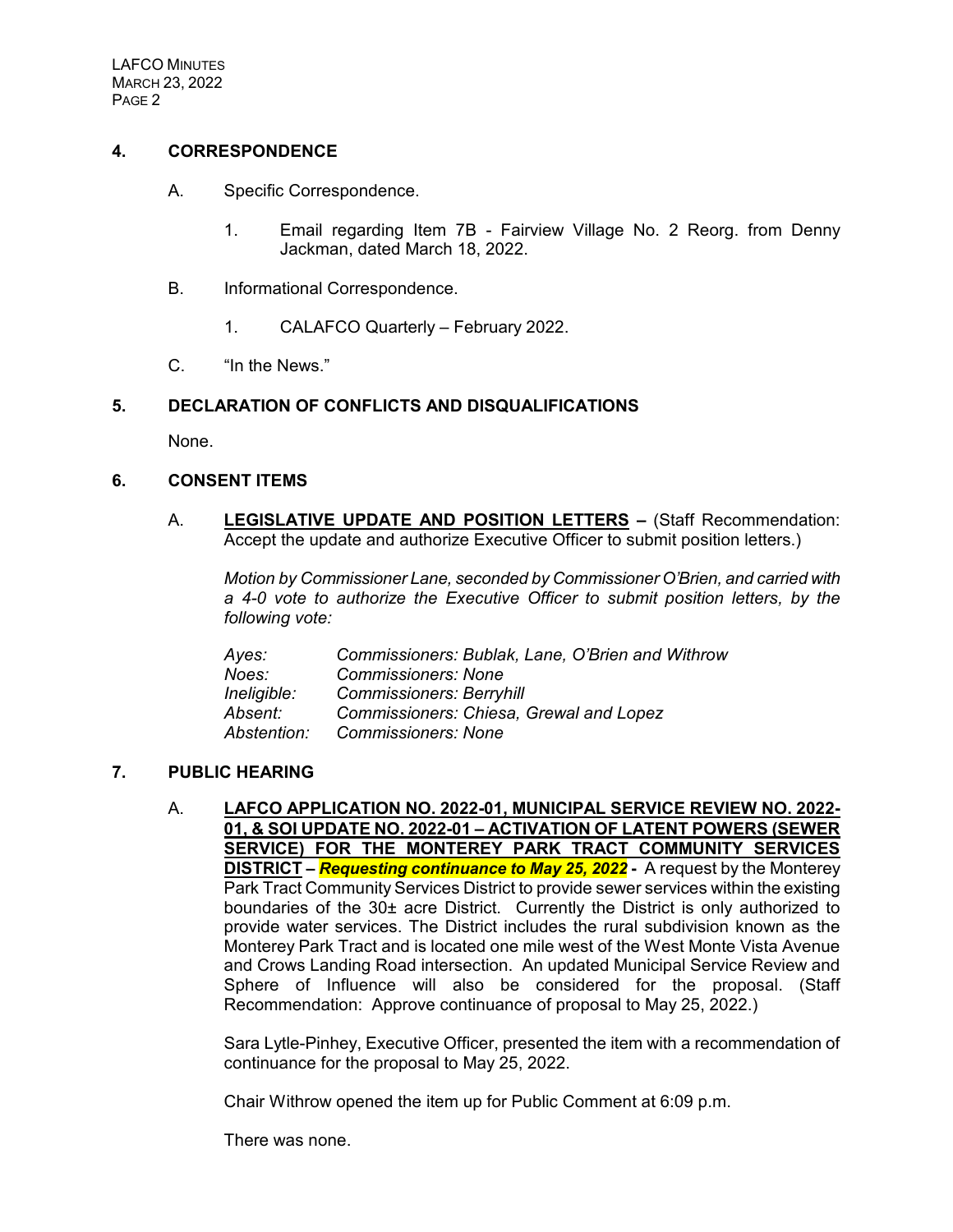## 4. CORRESPONDENCE

A. Specific Correspondence.

1. Email regarding Item 7B - Fairview Village No. 2 Reorg. from Denny Jackman, dated March 18, 2022.

B. Informational Correspondence.

1. CALAFCO Quarterly – February 2022.

C. "In the News."

## 5. DECLARATION OF CONFLICTS AND DISQUALIFICATIONS

None.

## 6. CONSENT ITEMS

A. **LEGISLATIVE UPDATE AND POSITION LETTERS –** (Staff Recommendation: Accept the update and authorize Executive Officer to submit position letters.)

*Motion by Commissioner Lane, seconded by Commissioner O'Brien, and carried with a 4-0 vote to authorize the Executive Officer to submit position letters, by the following vote:*

| | |
|---|---|
| *Ayes:* | *Commissioners: Bublak, Lane, O'Brien and Withrow* |
| *Noes:* | *Commissioners: None* |
| *Ineligible:* | *Commissioners: Berryhill* |
| *Absent:* | *Commissioners: Chiesa, Grewal and Lopez* |
| *Abstention:* | *Commissioners: None* |

## 7. PUBLIC HEARING

A. **LAFCO APPLICATION NO. 2022-01, MUNICIPAL SERVICE REVIEW NO. 2022-01, & SOI UPDATE NO. 2022-01 – ACTIVATION OF LATENT POWERS (SEWER SERVICE) FOR THE MONTEREY PARK TRACT COMMUNITY SERVICES DISTRICT** – ***Requesting continuance to May 25, 2022*** **-** A request by the Monterey Park Tract Community Services District to provide sewer services within the existing boundaries of the 30± acre District. Currently the District is only authorized to provide water services. The District includes the rural subdivision known as the Monterey Park Tract and is located one mile west of the West Monte Vista Avenue and Crows Landing Road intersection. An updated Municipal Service Review and Sphere of Influence will also be considered for the proposal. (Staff Recommendation: Approve continuance of proposal to May 25, 2022.)

Sara Lytle-Pinhey, Executive Officer, presented the item with a recommendation of continuance for the proposal to May 25, 2022.

Chair Withrow opened the item up for Public Comment at 6:09 p.m.

There was none.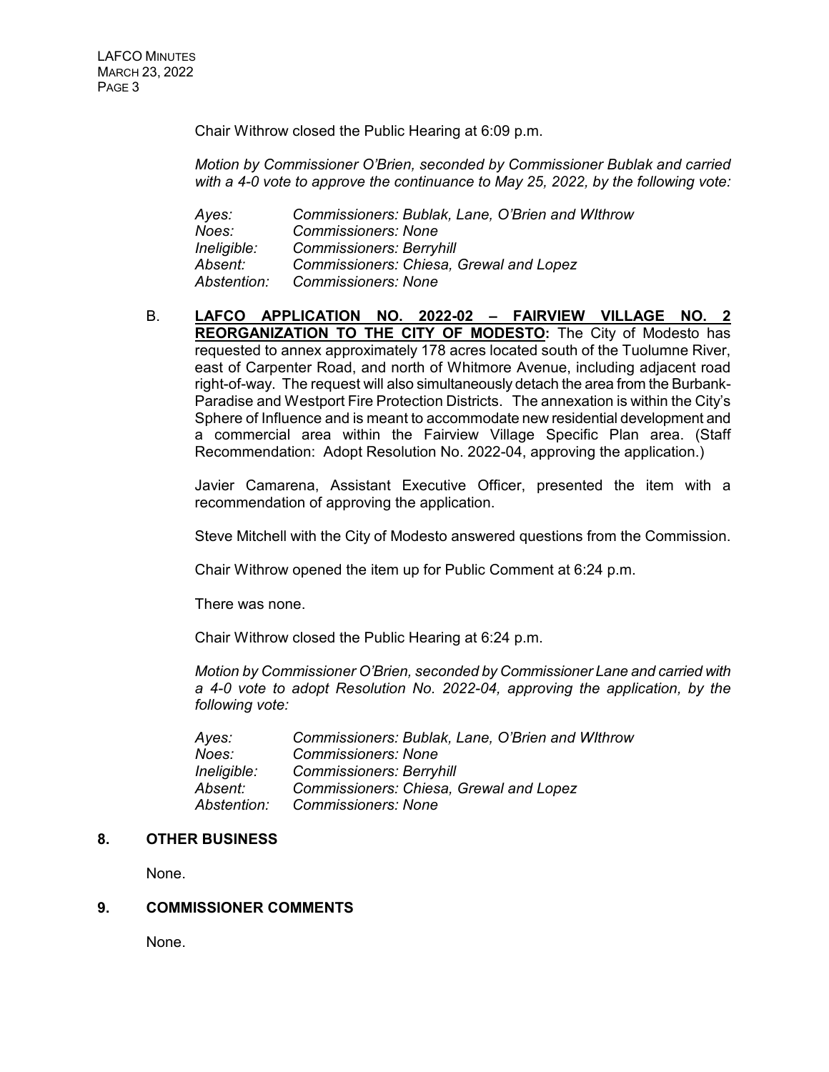Chair Withrow closed the Public Hearing at 6:09 p.m.

*Motion by Commissioner O'Brien, seconded by Commissioner Bublak and carried with a 4-0 vote to approve the continuance to May 25, 2022, by the following vote:*

| | |
|---|---|
| *Ayes:* | *Commissioners: Bublak, Lane, O'Brien and WIthrow* |
| *Noes:* | *Commissioners: None* |
| *Ineligible:* | *Commissioners: Berryhill* |
| *Absent:* | *Commissioners: Chiesa, Grewal and Lopez* |
| *Abstention:* | *Commissioners: None* |

B. **LAFCO APPLICATION NO. 2022-02 – FAIRVIEW VILLAGE NO. 2 REORGANIZATION TO THE CITY OF MODESTO:** The City of Modesto has requested to annex approximately 178 acres located south of the Tuolumne River, east of Carpenter Road, and north of Whitmore Avenue, including adjacent road right-of-way. The request will also simultaneously detach the area from the Burbank-Paradise and Westport Fire Protection Districts. The annexation is within the City's Sphere of Influence and is meant to accommodate new residential development and a commercial area within the Fairview Village Specific Plan area. (Staff Recommendation: Adopt Resolution No. 2022-04, approving the application.)

Javier Camarena, Assistant Executive Officer, presented the item with a recommendation of approving the application.

Steve Mitchell with the City of Modesto answered questions from the Commission.

Chair Withrow opened the item up for Public Comment at 6:24 p.m.

There was none.

Chair Withrow closed the Public Hearing at 6:24 p.m.

*Motion by Commissioner O'Brien, seconded by Commissioner Lane and carried with a 4-0 vote to adopt Resolution No. 2022-04, approving the application, by the following vote:*

| | |
|---|---|
| *Ayes:* | *Commissioners: Bublak, Lane, O'Brien and WIthrow* |
| *Noes:* | *Commissioners: None* |
| *Ineligible:* | *Commissioners: Berryhill* |
| *Absent:* | *Commissioners: Chiesa, Grewal and Lopez* |
| *Abstention:* | *Commissioners: None* |

## 8. OTHER BUSINESS

None.

## 9. COMMISSIONER COMMENTS

None.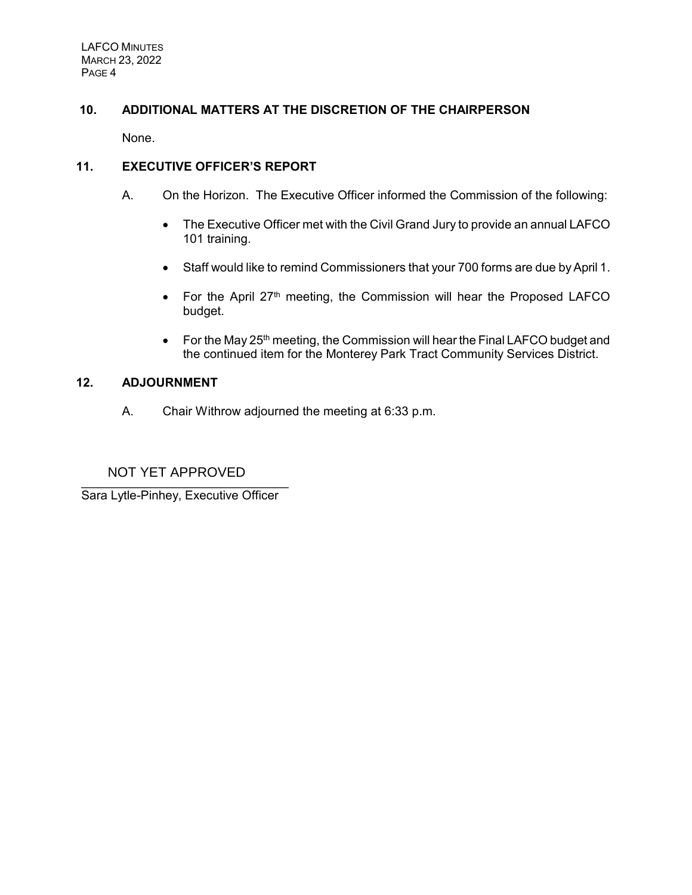## 10. ADDITIONAL MATTERS AT THE DISCRETION OF THE CHAIRPERSON

None.

## 11. EXECUTIVE OFFICER'S REPORT

A. On the Horizon. The Executive Officer informed the Commission of the following:

- The Executive Officer met with the Civil Grand Jury to provide an annual LAFCO 101 training.
- Staff would like to remind Commissioners that your 700 forms are due by April 1.
- For the April 27th meeting, the Commission will hear the Proposed LAFCO budget.
- For the May 25th meeting, the Commission will hear the Final LAFCO budget and the continued item for the Monterey Park Tract Community Services District.

## 12. ADJOURNMENT

A. Chair Withrow adjourned the meeting at 6:33 p.m.

NOT YET APPROVED

Sara Lytle-Pinhey, Executive Officer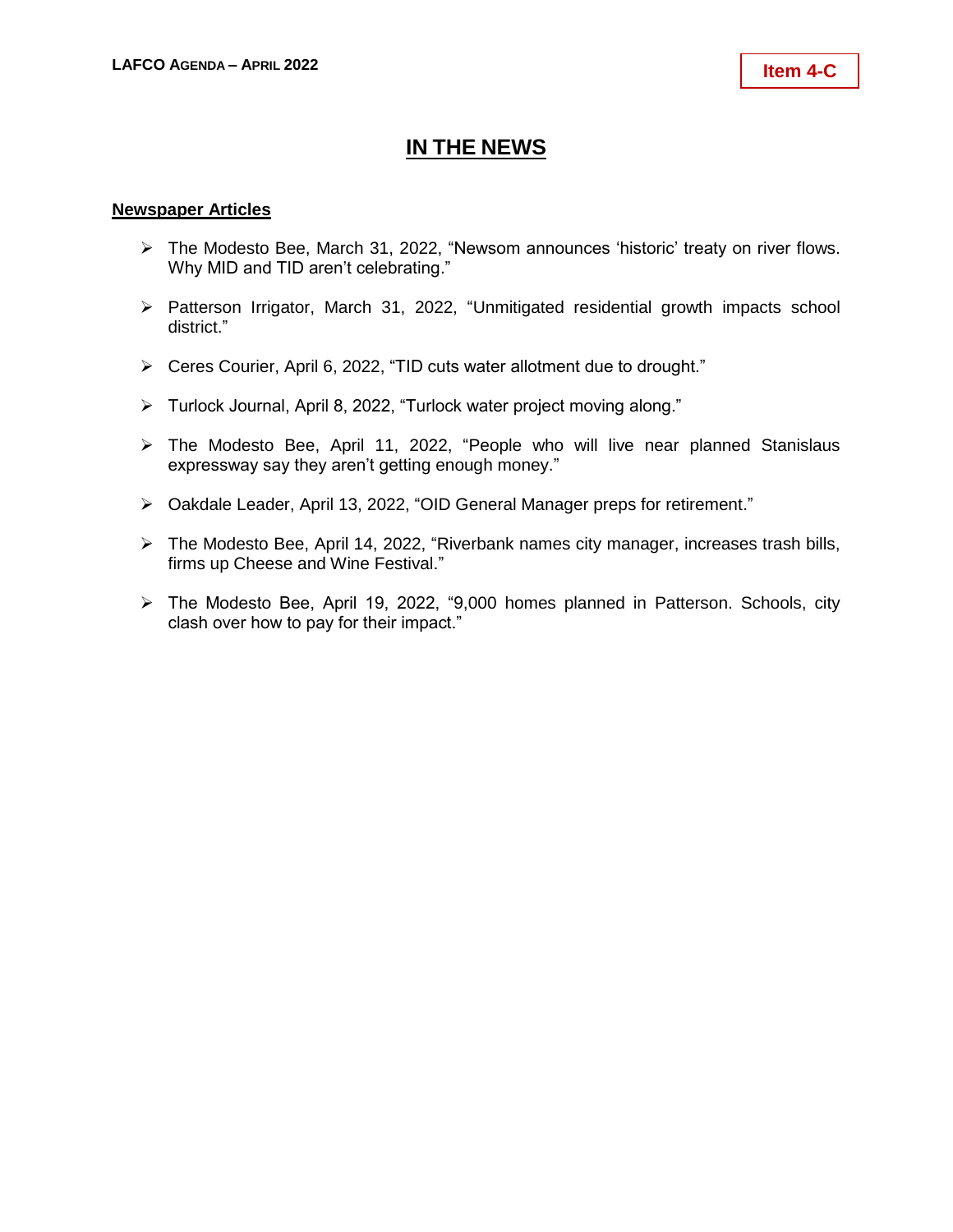**Item 4-C**

# IN THE NEWS

## Newspaper Articles

- The Modesto Bee, March 31, 2022, "Newsom announces 'historic' treaty on river flows. Why MID and TID aren't celebrating."
- Patterson Irrigator, March 31, 2022, "Unmitigated residential growth impacts school district."
- Ceres Courier, April 6, 2022, "TID cuts water allotment due to drought."
- Turlock Journal, April 8, 2022, "Turlock water project moving along."
- The Modesto Bee, April 11, 2022, "People who will live near planned Stanislaus expressway say they aren't getting enough money."
- Oakdale Leader, April 13, 2022, "OID General Manager preps for retirement."
- The Modesto Bee, April 14, 2022, "Riverbank names city manager, increases trash bills, firms up Cheese and Wine Festival."
- The Modesto Bee, April 19, 2022, "9,000 homes planned in Patterson. Schools, city clash over how to pay for their impact."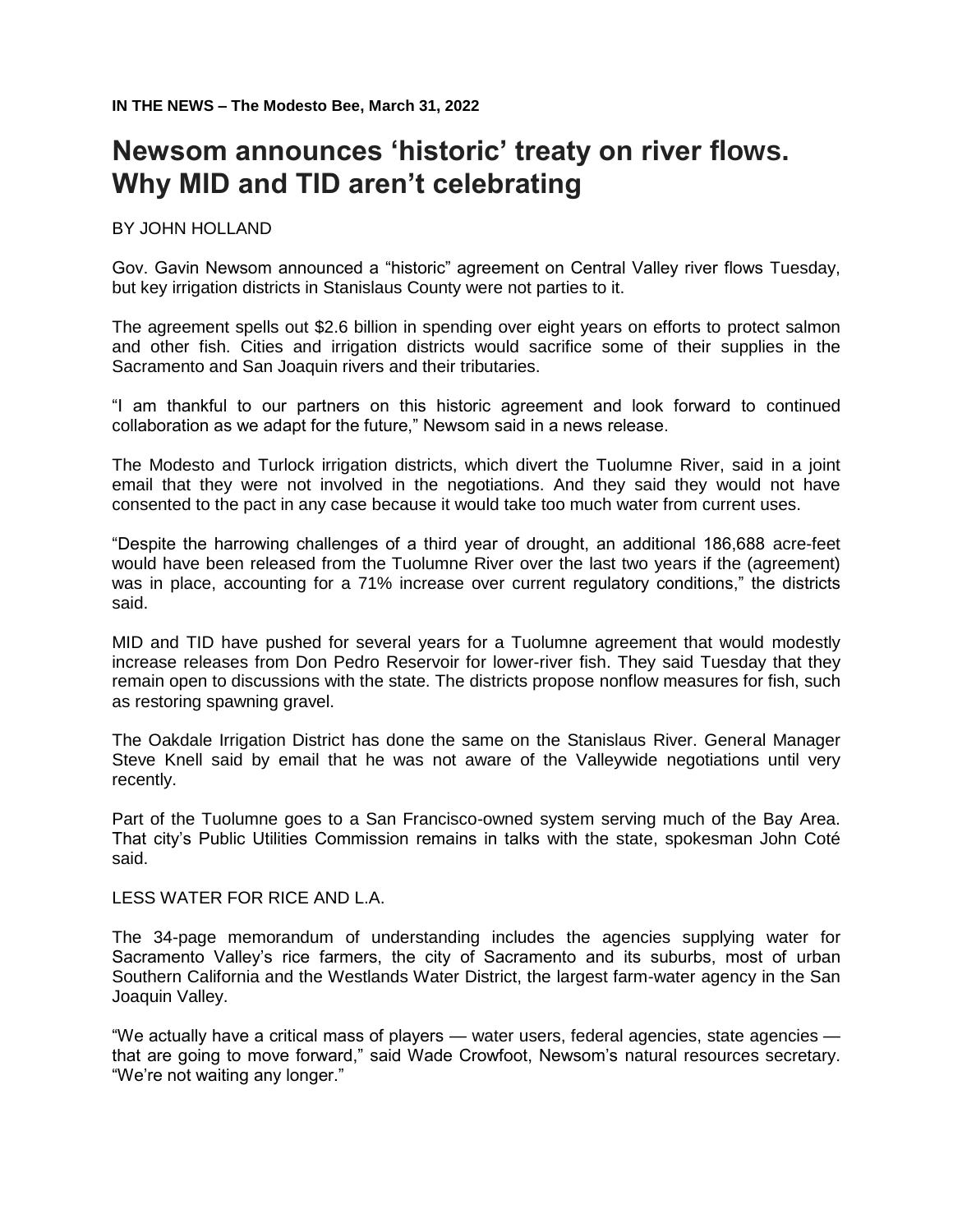**IN THE NEWS – The Modesto Bee, March 31, 2022**

# Newsom announces 'historic' treaty on river flows. Why MID and TID aren't celebrating

BY JOHN HOLLAND

Gov. Gavin Newsom announced a "historic" agreement on Central Valley river flows Tuesday, but key irrigation districts in Stanislaus County were not parties to it.

The agreement spells out $2.6 billion in spending over eight years on efforts to protect salmon and other fish. Cities and irrigation districts would sacrifice some of their supplies in the Sacramento and San Joaquin rivers and their tributaries.

"I am thankful to our partners on this historic agreement and look forward to continued collaboration as we adapt for the future," Newsom said in a news release.

The Modesto and Turlock irrigation districts, which divert the Tuolumne River, said in a joint email that they were not involved in the negotiations. And they said they would not have consented to the pact in any case because it would take too much water from current uses.

"Despite the harrowing challenges of a third year of drought, an additional 186,688 acre-feet would have been released from the Tuolumne River over the last two years if the (agreement) was in place, accounting for a 71% increase over current regulatory conditions," the districts said.

MID and TID have pushed for several years for a Tuolumne agreement that would modestly increase releases from Don Pedro Reservoir for lower-river fish. They said Tuesday that they remain open to discussions with the state. The districts propose nonflow measures for fish, such as restoring spawning gravel.

The Oakdale Irrigation District has done the same on the Stanislaus River. General Manager Steve Knell said by email that he was not aware of the Valleywide negotiations until very recently.

Part of the Tuolumne goes to a San Francisco-owned system serving much of the Bay Area. That city's Public Utilities Commission remains in talks with the state, spokesman John Coté said.

LESS WATER FOR RICE AND L.A.

The 34-page memorandum of understanding includes the agencies supplying water for Sacramento Valley's rice farmers, the city of Sacramento and its suburbs, most of urban Southern California and the Westlands Water District, the largest farm-water agency in the San Joaquin Valley.

"We actually have a critical mass of players — water users, federal agencies, state agencies — that are going to move forward," said Wade Crowfoot, Newsom's natural resources secretary. "We're not waiting any longer."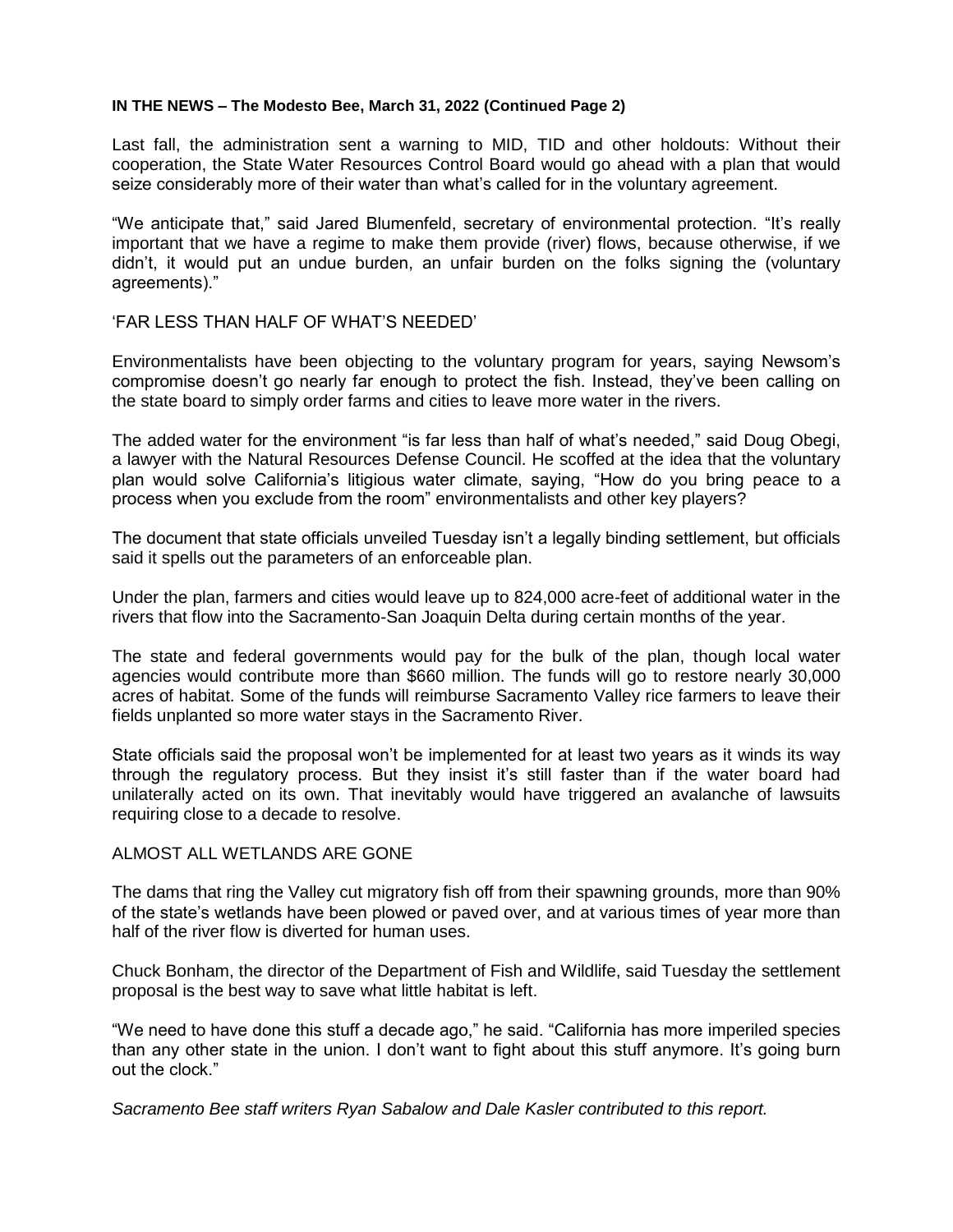**IN THE NEWS – The Modesto Bee, March 31, 2022 (Continued Page 2)**

Last fall, the administration sent a warning to MID, TID and other holdouts: Without their cooperation, the State Water Resources Control Board would go ahead with a plan that would seize considerably more of their water than what's called for in the voluntary agreement.

"We anticipate that," said Jared Blumenfeld, secretary of environmental protection. "It's really important that we have a regime to make them provide (river) flows, because otherwise, if we didn't, it would put an undue burden, an unfair burden on the folks signing the (voluntary agreements)."

'FAR LESS THAN HALF OF WHAT'S NEEDED'

Environmentalists have been objecting to the voluntary program for years, saying Newsom's compromise doesn't go nearly far enough to protect the fish. Instead, they've been calling on the state board to simply order farms and cities to leave more water in the rivers.

The added water for the environment "is far less than half of what's needed," said Doug Obegi, a lawyer with the Natural Resources Defense Council. He scoffed at the idea that the voluntary plan would solve California's litigious water climate, saying, "How do you bring peace to a process when you exclude from the room" environmentalists and other key players?

The document that state officials unveiled Tuesday isn't a legally binding settlement, but officials said it spells out the parameters of an enforceable plan.

Under the plan, farmers and cities would leave up to 824,000 acre-feet of additional water in the rivers that flow into the Sacramento-San Joaquin Delta during certain months of the year.

The state and federal governments would pay for the bulk of the plan, though local water agencies would contribute more than $660 million. The funds will go to restore nearly 30,000 acres of habitat. Some of the funds will reimburse Sacramento Valley rice farmers to leave their fields unplanted so more water stays in the Sacramento River.

State officials said the proposal won't be implemented for at least two years as it winds its way through the regulatory process. But they insist it's still faster than if the water board had unilaterally acted on its own. That inevitably would have triggered an avalanche of lawsuits requiring close to a decade to resolve.

ALMOST ALL WETLANDS ARE GONE

The dams that ring the Valley cut migratory fish off from their spawning grounds, more than 90% of the state's wetlands have been plowed or paved over, and at various times of year more than half of the river flow is diverted for human uses.

Chuck Bonham, the director of the Department of Fish and Wildlife, said Tuesday the settlement proposal is the best way to save what little habitat is left.

"We need to have done this stuff a decade ago," he said. "California has more imperiled species than any other state in the union. I don't want to fight about this stuff anymore. It's going burn out the clock."

*Sacramento Bee staff writers Ryan Sabalow and Dale Kasler contributed to this report.*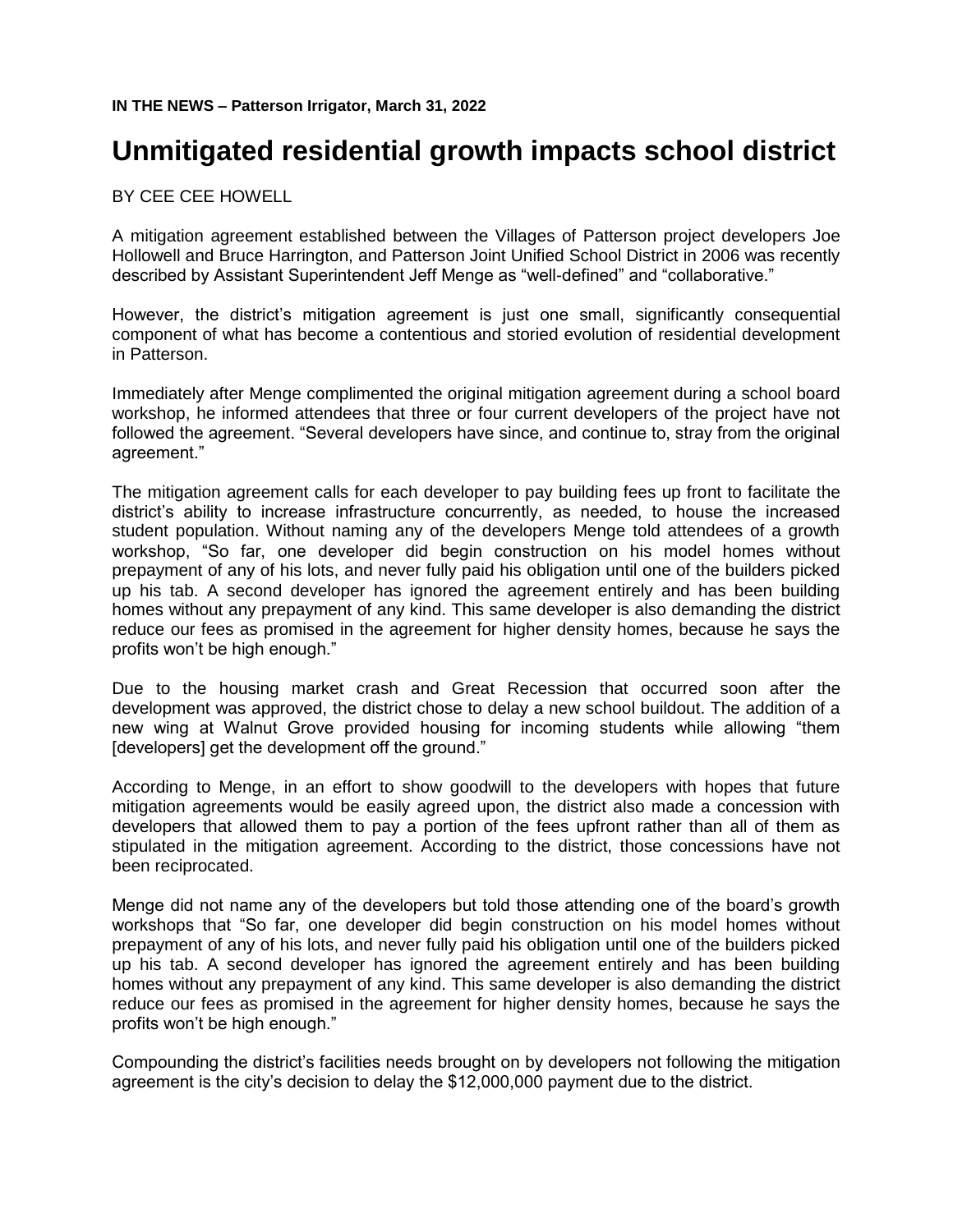**IN THE NEWS – Patterson Irrigator, March 31, 2022**

# Unmitigated residential growth impacts school district

BY CEE CEE HOWELL

A mitigation agreement established between the Villages of Patterson project developers Joe Hollowell and Bruce Harrington, and Patterson Joint Unified School District in 2006 was recently described by Assistant Superintendent Jeff Menge as "well-defined" and "collaborative."

However, the district's mitigation agreement is just one small, significantly consequential component of what has become a contentious and storied evolution of residential development in Patterson.

Immediately after Menge complimented the original mitigation agreement during a school board workshop, he informed attendees that three or four current developers of the project have not followed the agreement. "Several developers have since, and continue to, stray from the original agreement."

The mitigation agreement calls for each developer to pay building fees up front to facilitate the district's ability to increase infrastructure concurrently, as needed, to house the increased student population. Without naming any of the developers Menge told attendees of a growth workshop, "So far, one developer did begin construction on his model homes without prepayment of any of his lots, and never fully paid his obligation until one of the builders picked up his tab. A second developer has ignored the agreement entirely and has been building homes without any prepayment of any kind. This same developer is also demanding the district reduce our fees as promised in the agreement for higher density homes, because he says the profits won't be high enough."

Due to the housing market crash and Great Recession that occurred soon after the development was approved, the district chose to delay a new school buildout. The addition of a new wing at Walnut Grove provided housing for incoming students while allowing "them [developers] get the development off the ground."

According to Menge, in an effort to show goodwill to the developers with hopes that future mitigation agreements would be easily agreed upon, the district also made a concession with developers that allowed them to pay a portion of the fees upfront rather than all of them as stipulated in the mitigation agreement. According to the district, those concessions have not been reciprocated.

Menge did not name any of the developers but told those attending one of the board's growth workshops that "So far, one developer did begin construction on his model homes without prepayment of any of his lots, and never fully paid his obligation until one of the builders picked up his tab. A second developer has ignored the agreement entirely and has been building homes without any prepayment of any kind. This same developer is also demanding the district reduce our fees as promised in the agreement for higher density homes, because he says the profits won't be high enough."

Compounding the district's facilities needs brought on by developers not following the mitigation agreement is the city's decision to delay the $12,000,000 payment due to the district.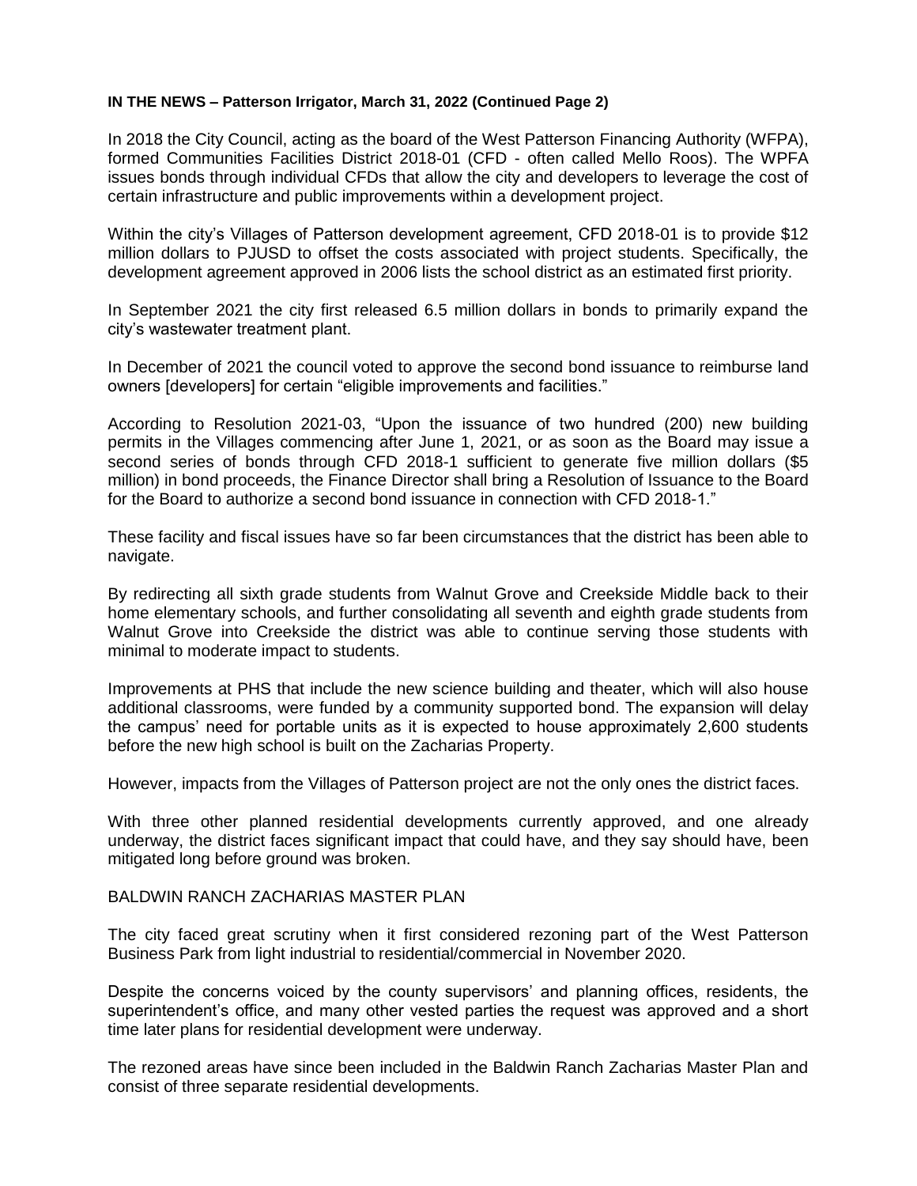**IN THE NEWS – Patterson Irrigator, March 31, 2022 (Continued Page 2)**

In 2018 the City Council, acting as the board of the West Patterson Financing Authority (WFPA), formed Communities Facilities District 2018-01 (CFD - often called Mello Roos). The WPFA issues bonds through individual CFDs that allow the city and developers to leverage the cost of certain infrastructure and public improvements within a development project.

Within the city's Villages of Patterson development agreement, CFD 2018-01 is to provide $12 million dollars to PJUSD to offset the costs associated with project students. Specifically, the development agreement approved in 2006 lists the school district as an estimated first priority.

In September 2021 the city first released 6.5 million dollars in bonds to primarily expand the city's wastewater treatment plant.

In December of 2021 the council voted to approve the second bond issuance to reimburse land owners [developers] for certain "eligible improvements and facilities."

According to Resolution 2021-03, "Upon the issuance of two hundred (200) new building permits in the Villages commencing after June 1, 2021, or as soon as the Board may issue a second series of bonds through CFD 2018-1 sufficient to generate five million dollars ($5 million) in bond proceeds, the Finance Director shall bring a Resolution of Issuance to the Board for the Board to authorize a second bond issuance in connection with CFD 2018-1."

These facility and fiscal issues have so far been circumstances that the district has been able to navigate.

By redirecting all sixth grade students from Walnut Grove and Creekside Middle back to their home elementary schools, and further consolidating all seventh and eighth grade students from Walnut Grove into Creekside the district was able to continue serving those students with minimal to moderate impact to students.

Improvements at PHS that include the new science building and theater, which will also house additional classrooms, were funded by a community supported bond. The expansion will delay the campus' need for portable units as it is expected to house approximately 2,600 students before the new high school is built on the Zacharias Property.

However, impacts from the Villages of Patterson project are not the only ones the district faces.

With three other planned residential developments currently approved, and one already underway, the district faces significant impact that could have, and they say should have, been mitigated long before ground was broken.

BALDWIN RANCH ZACHARIAS MASTER PLAN

The city faced great scrutiny when it first considered rezoning part of the West Patterson Business Park from light industrial to residential/commercial in November 2020.

Despite the concerns voiced by the county supervisors' and planning offices, residents, the superintendent's office, and many other vested parties the request was approved and a short time later plans for residential development were underway.

The rezoned areas have since been included in the Baldwin Ranch Zacharias Master Plan and consist of three separate residential developments.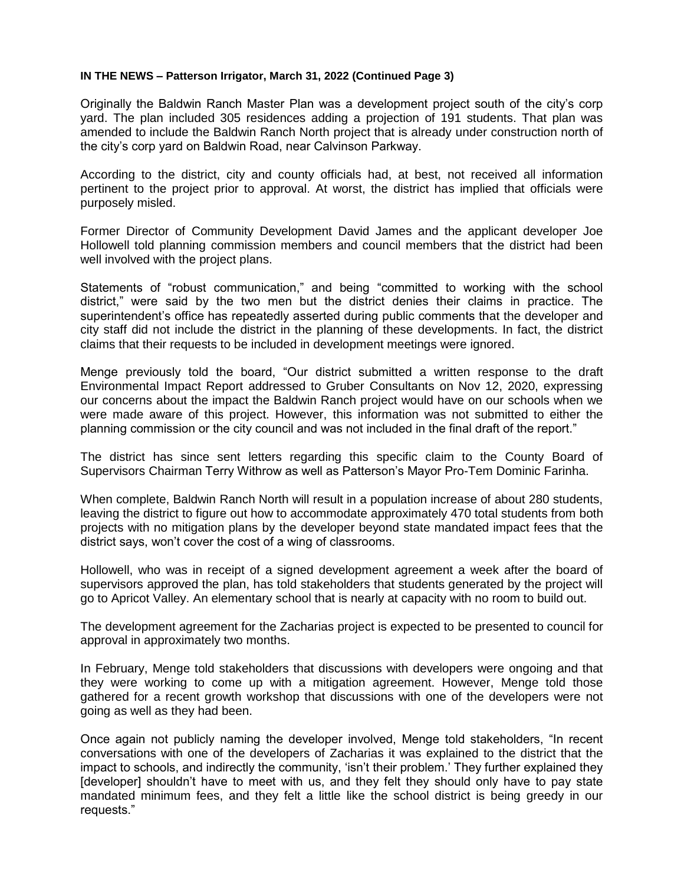**IN THE NEWS – Patterson Irrigator, March 31, 2022 (Continued Page 3)**

Originally the Baldwin Ranch Master Plan was a development project south of the city's corp yard. The plan included 305 residences adding a projection of 191 students. That plan was amended to include the Baldwin Ranch North project that is already under construction north of the city's corp yard on Baldwin Road, near Calvinson Parkway.

According to the district, city and county officials had, at best, not received all information pertinent to the project prior to approval. At worst, the district has implied that officials were purposely misled.

Former Director of Community Development David James and the applicant developer Joe Hollowell told planning commission members and council members that the district had been well involved with the project plans.

Statements of "robust communication," and being "committed to working with the school district," were said by the two men but the district denies their claims in practice. The superintendent's office has repeatedly asserted during public comments that the developer and city staff did not include the district in the planning of these developments. In fact, the district claims that their requests to be included in development meetings were ignored.

Menge previously told the board, "Our district submitted a written response to the draft Environmental Impact Report addressed to Gruber Consultants on Nov 12, 2020, expressing our concerns about the impact the Baldwin Ranch project would have on our schools when we were made aware of this project. However, this information was not submitted to either the planning commission or the city council and was not included in the final draft of the report."

The district has since sent letters regarding this specific claim to the County Board of Supervisors Chairman Terry Withrow as well as Patterson's Mayor Pro-Tem Dominic Farinha.

When complete, Baldwin Ranch North will result in a population increase of about 280 students, leaving the district to figure out how to accommodate approximately 470 total students from both projects with no mitigation plans by the developer beyond state mandated impact fees that the district says, won't cover the cost of a wing of classrooms.

Hollowell, who was in receipt of a signed development agreement a week after the board of supervisors approved the plan, has told stakeholders that students generated by the project will go to Apricot Valley. An elementary school that is nearly at capacity with no room to build out.

The development agreement for the Zacharias project is expected to be presented to council for approval in approximately two months.

In February, Menge told stakeholders that discussions with developers were ongoing and that they were working to come up with a mitigation agreement. However, Menge told those gathered for a recent growth workshop that discussions with one of the developers were not going as well as they had been.

Once again not publicly naming the developer involved, Menge told stakeholders, "In recent conversations with one of the developers of Zacharias it was explained to the district that the impact to schools, and indirectly the community, 'isn't their problem.' They further explained they [developer] shouldn't have to meet with us, and they felt they should only have to pay state mandated minimum fees, and they felt a little like the school district is being greedy in our requests."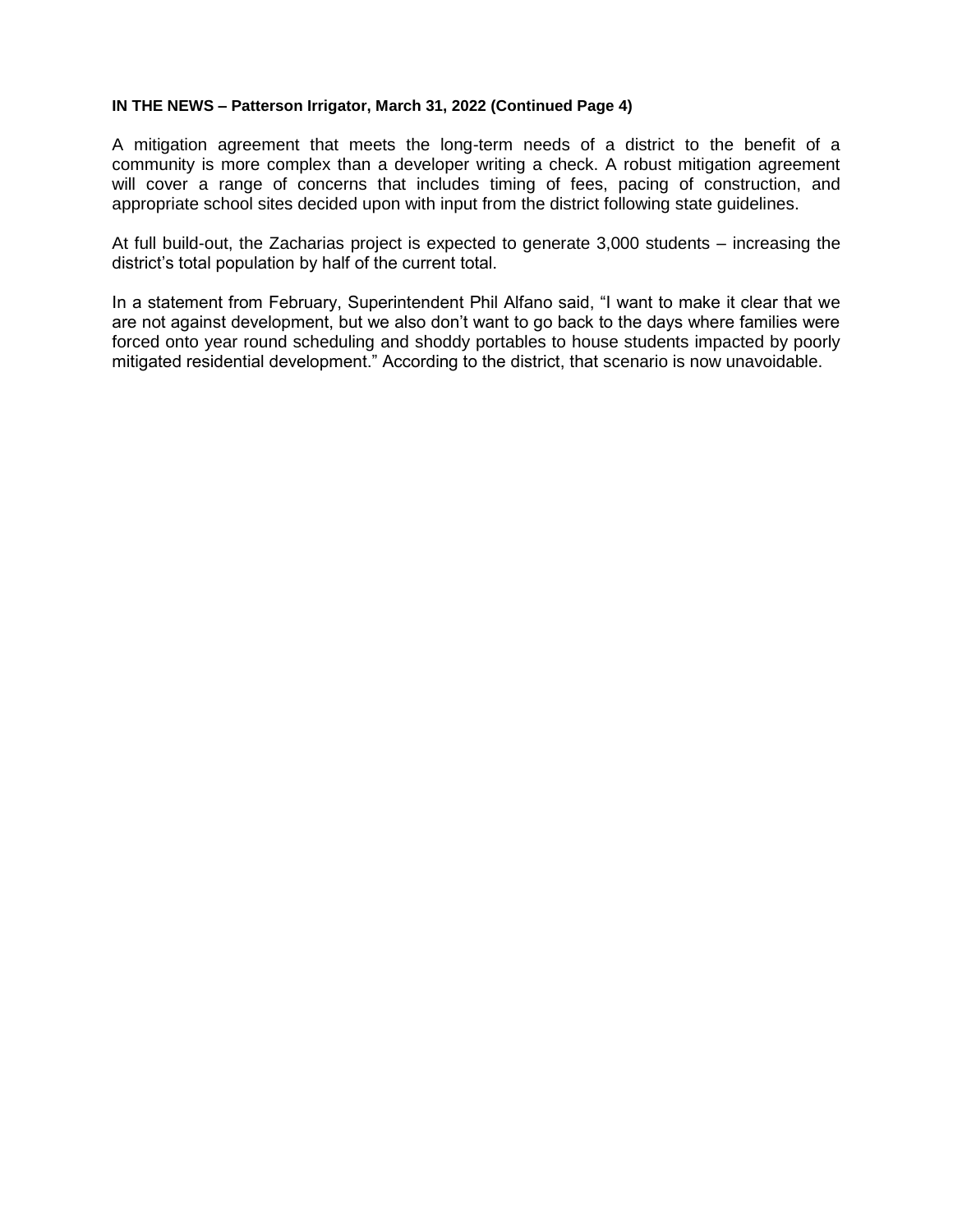**IN THE NEWS – Patterson Irrigator, March 31, 2022 (Continued Page 4)**

A mitigation agreement that meets the long-term needs of a district to the benefit of a community is more complex than a developer writing a check. A robust mitigation agreement will cover a range of concerns that includes timing of fees, pacing of construction, and appropriate school sites decided upon with input from the district following state guidelines.

At full build-out, the Zacharias project is expected to generate 3,000 students – increasing the district's total population by half of the current total.

In a statement from February, Superintendent Phil Alfano said, "I want to make it clear that we are not against development, but we also don't want to go back to the days where families were forced onto year round scheduling and shoddy portables to house students impacted by poorly mitigated residential development." According to the district, that scenario is now unavoidable.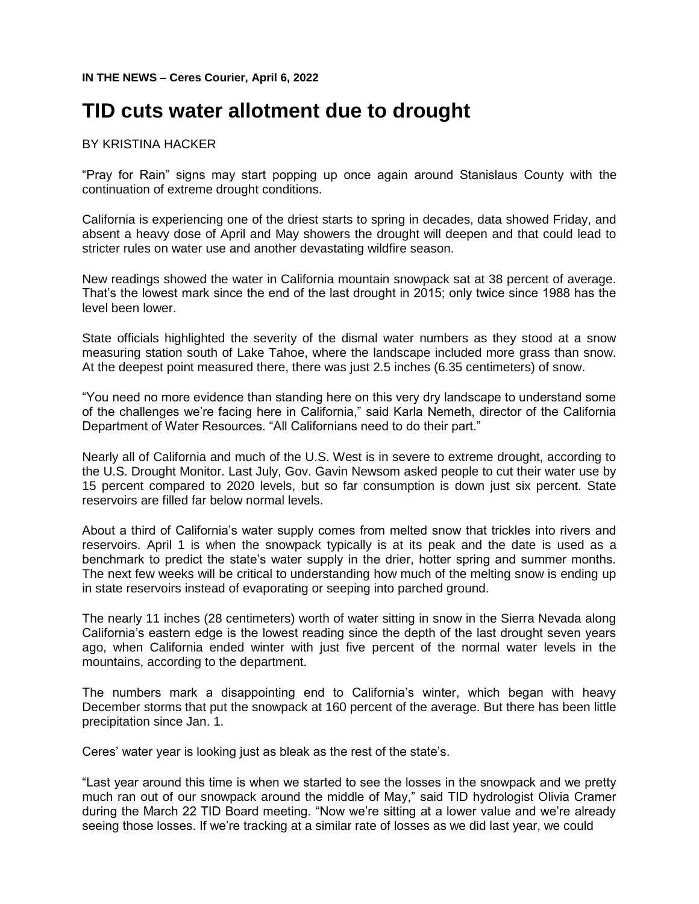**IN THE NEWS – Ceres Courier, April 6, 2022**

# TID cuts water allotment due to drought

BY KRISTINA HACKER

"Pray for Rain" signs may start popping up once again around Stanislaus County with the continuation of extreme drought conditions.

California is experiencing one of the driest starts to spring in decades, data showed Friday, and absent a heavy dose of April and May showers the drought will deepen and that could lead to stricter rules on water use and another devastating wildfire season.

New readings showed the water in California mountain snowpack sat at 38 percent of average. That's the lowest mark since the end of the last drought in 2015; only twice since 1988 has the level been lower.

State officials highlighted the severity of the dismal water numbers as they stood at a snow measuring station south of Lake Tahoe, where the landscape included more grass than snow. At the deepest point measured there, there was just 2.5 inches (6.35 centimeters) of snow.

"You need no more evidence than standing here on this very dry landscape to understand some of the challenges we're facing here in California," said Karla Nemeth, director of the California Department of Water Resources. "All Californians need to do their part."

Nearly all of California and much of the U.S. West is in severe to extreme drought, according to the U.S. Drought Monitor. Last July, Gov. Gavin Newsom asked people to cut their water use by 15 percent compared to 2020 levels, but so far consumption is down just six percent. State reservoirs are filled far below normal levels.

About a third of California's water supply comes from melted snow that trickles into rivers and reservoirs. April 1 is when the snowpack typically is at its peak and the date is used as a benchmark to predict the state's water supply in the drier, hotter spring and summer months. The next few weeks will be critical to understanding how much of the melting snow is ending up in state reservoirs instead of evaporating or seeping into parched ground.

The nearly 11 inches (28 centimeters) worth of water sitting in snow in the Sierra Nevada along California's eastern edge is the lowest reading since the depth of the last drought seven years ago, when California ended winter with just five percent of the normal water levels in the mountains, according to the department.

The numbers mark a disappointing end to California's winter, which began with heavy December storms that put the snowpack at 160 percent of the average. But there has been little precipitation since Jan. 1.

Ceres' water year is looking just as bleak as the rest of the state's.

"Last year around this time is when we started to see the losses in the snowpack and we pretty much ran out of our snowpack around the middle of May," said TID hydrologist Olivia Cramer during the March 22 TID Board meeting. "Now we're sitting at a lower value and we're already seeing those losses. If we're tracking at a similar rate of losses as we did last year, we could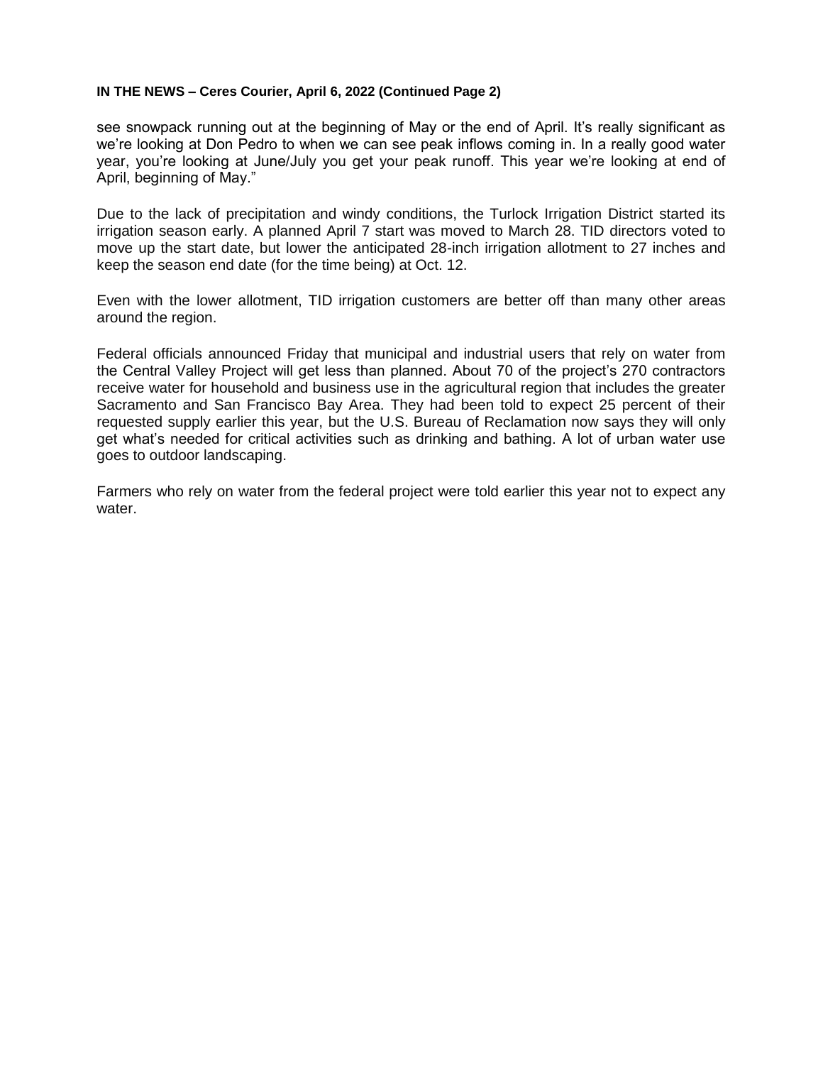**IN THE NEWS – Ceres Courier, April 6, 2022 (Continued Page 2)**

see snowpack running out at the beginning of May or the end of April. It's really significant as we're looking at Don Pedro to when we can see peak inflows coming in. In a really good water year, you're looking at June/July you get your peak runoff. This year we're looking at end of April, beginning of May."

Due to the lack of precipitation and windy conditions, the Turlock Irrigation District started its irrigation season early. A planned April 7 start was moved to March 28. TID directors voted to move up the start date, but lower the anticipated 28-inch irrigation allotment to 27 inches and keep the season end date (for the time being) at Oct. 12.

Even with the lower allotment, TID irrigation customers are better off than many other areas around the region.

Federal officials announced Friday that municipal and industrial users that rely on water from the Central Valley Project will get less than planned. About 70 of the project's 270 contractors receive water for household and business use in the agricultural region that includes the greater Sacramento and San Francisco Bay Area. They had been told to expect 25 percent of their requested supply earlier this year, but the U.S. Bureau of Reclamation now says they will only get what's needed for critical activities such as drinking and bathing. A lot of urban water use goes to outdoor landscaping.

Farmers who rely on water from the federal project were told earlier this year not to expect any water.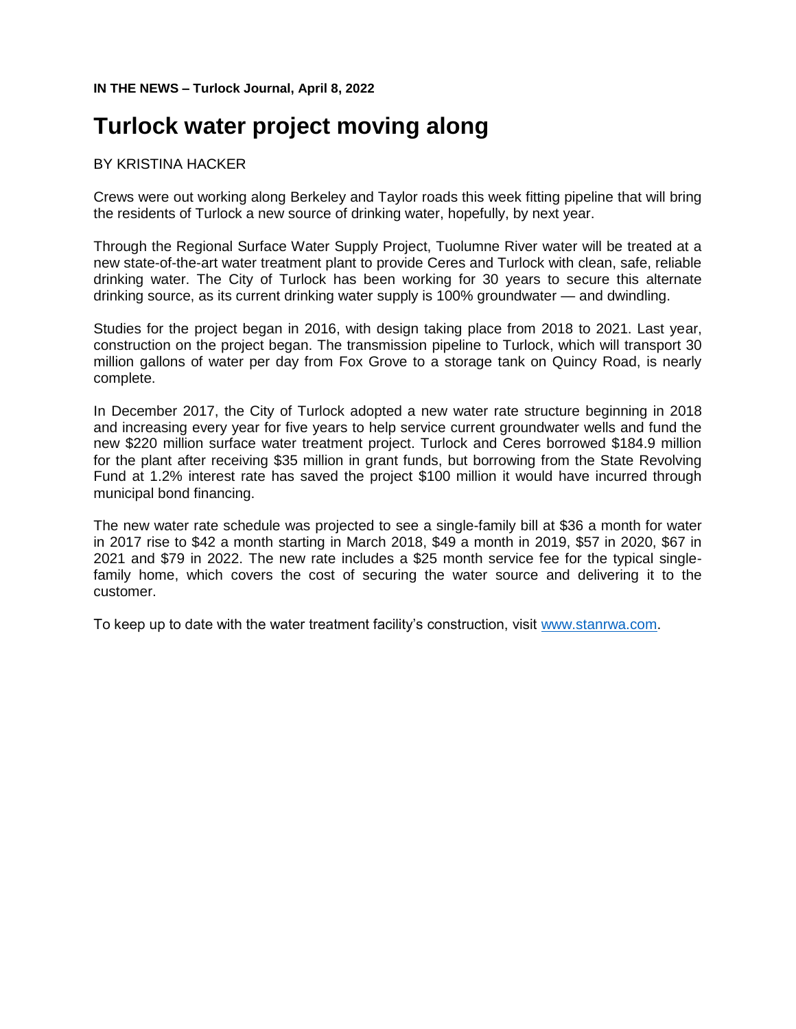**IN THE NEWS – Turlock Journal, April 8, 2022**

# Turlock water project moving along

BY KRISTINA HACKER

Crews were out working along Berkeley and Taylor roads this week fitting pipeline that will bring the residents of Turlock a new source of drinking water, hopefully, by next year.

Through the Regional Surface Water Supply Project, Tuolumne River water will be treated at a new state-of-the-art water treatment plant to provide Ceres and Turlock with clean, safe, reliable drinking water. The City of Turlock has been working for 30 years to secure this alternate drinking source, as its current drinking water supply is 100% groundwater — and dwindling.

Studies for the project began in 2016, with design taking place from 2018 to 2021. Last year, construction on the project began. The transmission pipeline to Turlock, which will transport 30 million gallons of water per day from Fox Grove to a storage tank on Quincy Road, is nearly complete.

In December 2017, the City of Turlock adopted a new water rate structure beginning in 2018 and increasing every year for five years to help service current groundwater wells and fund the new $220 million surface water treatment project. Turlock and Ceres borrowed $184.9 million for the plant after receiving $35 million in grant funds, but borrowing from the State Revolving Fund at 1.2% interest rate has saved the project $100 million it would have incurred through municipal bond financing.

The new water rate schedule was projected to see a single-family bill at $36 a month for water in 2017 rise to $42 a month starting in March 2018, $49 a month in 2019, $57 in 2020, $67 in 2021 and $79 in 2022. The new rate includes a $25 month service fee for the typical single-family home, which covers the cost of securing the water source and delivering it to the customer.

To keep up to date with the water treatment facility's construction, visit [www.stanrwa.com](http://www.stanrwa.com).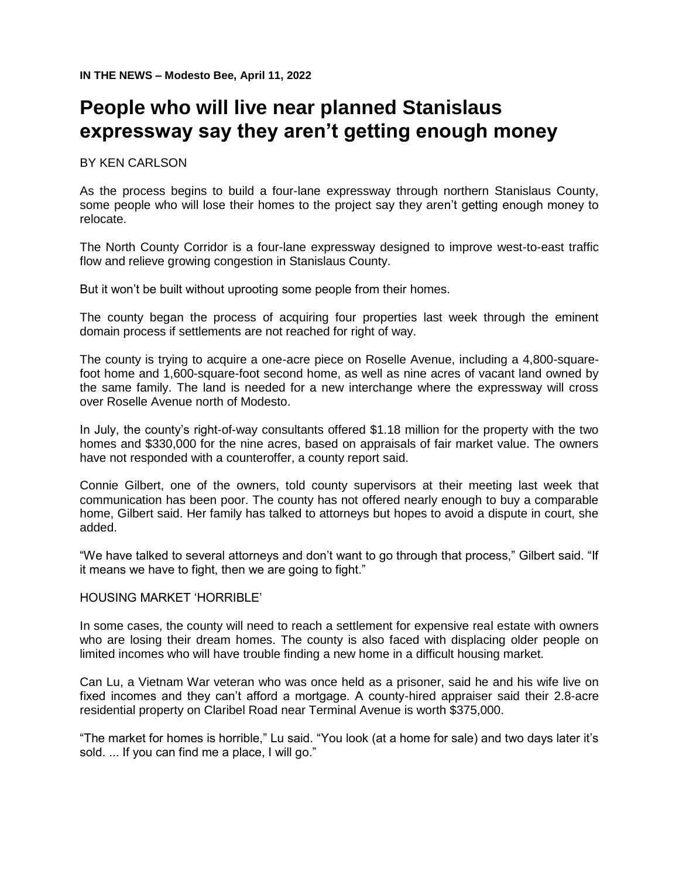**IN THE NEWS – Modesto Bee, April 11, 2022**

# People who will live near planned Stanislaus expressway say they aren't getting enough money

BY KEN CARLSON

As the process begins to build a four-lane expressway through northern Stanislaus County, some people who will lose their homes to the project say they aren't getting enough money to relocate.

The North County Corridor is a four-lane expressway designed to improve west-to-east traffic flow and relieve growing congestion in Stanislaus County.

But it won't be built without uprooting some people from their homes.

The county began the process of acquiring four properties last week through the eminent domain process if settlements are not reached for right of way.

The county is trying to acquire a one-acre piece on Roselle Avenue, including a 4,800-square-foot home and 1,600-square-foot second home, as well as nine acres of vacant land owned by the same family. The land is needed for a new interchange where the expressway will cross over Roselle Avenue north of Modesto.

In July, the county's right-of-way consultants offered $1.18 million for the property with the two homes and $330,000 for the nine acres, based on appraisals of fair market value. The owners have not responded with a counteroffer, a county report said.

Connie Gilbert, one of the owners, told county supervisors at their meeting last week that communication has been poor. The county has not offered nearly enough to buy a comparable home, Gilbert said. Her family has talked to attorneys but hopes to avoid a dispute in court, she added.

"We have talked to several attorneys and don't want to go through that process," Gilbert said. "If it means we have to fight, then we are going to fight."

HOUSING MARKET 'HORRIBLE'

In some cases, the county will need to reach a settlement for expensive real estate with owners who are losing their dream homes. The county is also faced with displacing older people on limited incomes who will have trouble finding a new home in a difficult housing market.

Can Lu, a Vietnam War veteran who was once held as a prisoner, said he and his wife live on fixed incomes and they can't afford a mortgage. A county-hired appraiser said their 2.8-acre residential property on Claribel Road near Terminal Avenue is worth $375,000.

"The market for homes is horrible," Lu said. "You look (at a home for sale) and two days later it's sold. ... If you can find me a place, I will go."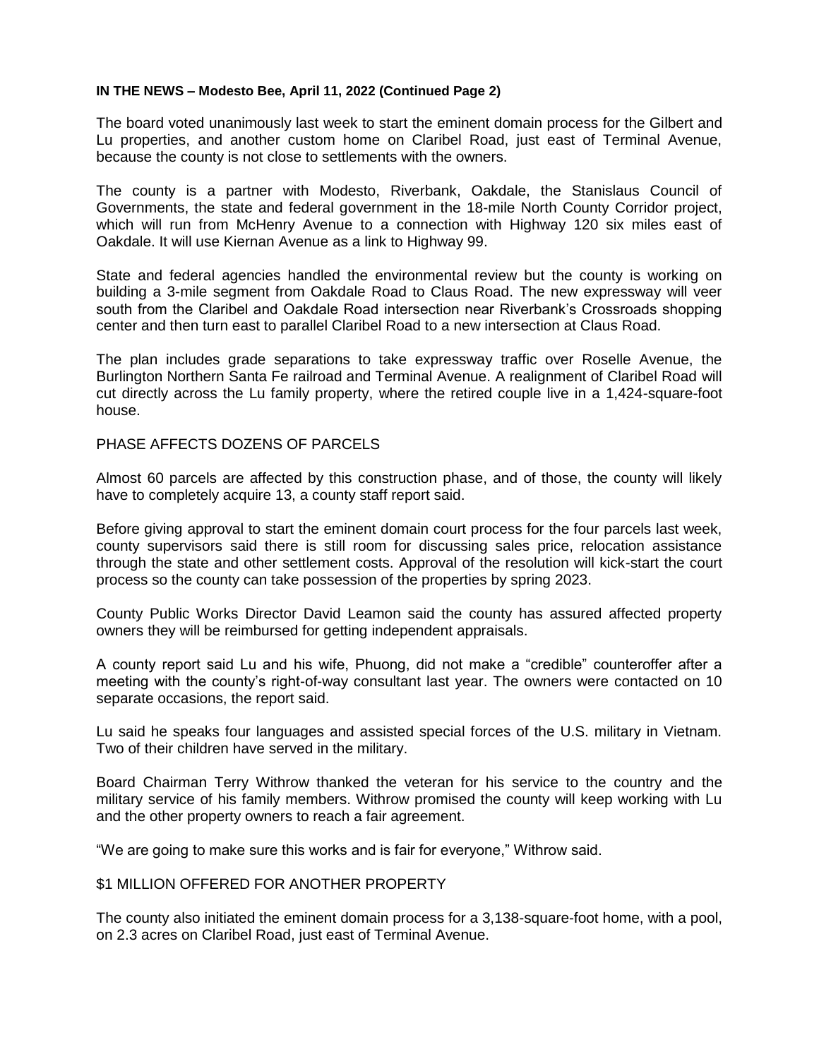**IN THE NEWS – Modesto Bee, April 11, 2022 (Continued Page 2)**

The board voted unanimously last week to start the eminent domain process for the Gilbert and Lu properties, and another custom home on Claribel Road, just east of Terminal Avenue, because the county is not close to settlements with the owners.

The county is a partner with Modesto, Riverbank, Oakdale, the Stanislaus Council of Governments, the state and federal government in the 18-mile North County Corridor project, which will run from McHenry Avenue to a connection with Highway 120 six miles east of Oakdale. It will use Kiernan Avenue as a link to Highway 99.

State and federal agencies handled the environmental review but the county is working on building a 3-mile segment from Oakdale Road to Claus Road. The new expressway will veer south from the Claribel and Oakdale Road intersection near Riverbank's Crossroads shopping center and then turn east to parallel Claribel Road to a new intersection at Claus Road.

The plan includes grade separations to take expressway traffic over Roselle Avenue, the Burlington Northern Santa Fe railroad and Terminal Avenue. A realignment of Claribel Road will cut directly across the Lu family property, where the retired couple live in a 1,424-square-foot house.

PHASE AFFECTS DOZENS OF PARCELS

Almost 60 parcels are affected by this construction phase, and of those, the county will likely have to completely acquire 13, a county staff report said.

Before giving approval to start the eminent domain court process for the four parcels last week, county supervisors said there is still room for discussing sales price, relocation assistance through the state and other settlement costs. Approval of the resolution will kick-start the court process so the county can take possession of the properties by spring 2023.

County Public Works Director David Leamon said the county has assured affected property owners they will be reimbursed for getting independent appraisals.

A county report said Lu and his wife, Phuong, did not make a "credible" counteroffer after a meeting with the county's right-of-way consultant last year. The owners were contacted on 10 separate occasions, the report said.

Lu said he speaks four languages and assisted special forces of the U.S. military in Vietnam. Two of their children have served in the military.

Board Chairman Terry Withrow thanked the veteran for his service to the country and the military service of his family members. Withrow promised the county will keep working with Lu and the other property owners to reach a fair agreement.

"We are going to make sure this works and is fair for everyone," Withrow said.

$1 MILLION OFFERED FOR ANOTHER PROPERTY

The county also initiated the eminent domain process for a 3,138-square-foot home, with a pool, on 2.3 acres on Claribel Road, just east of Terminal Avenue.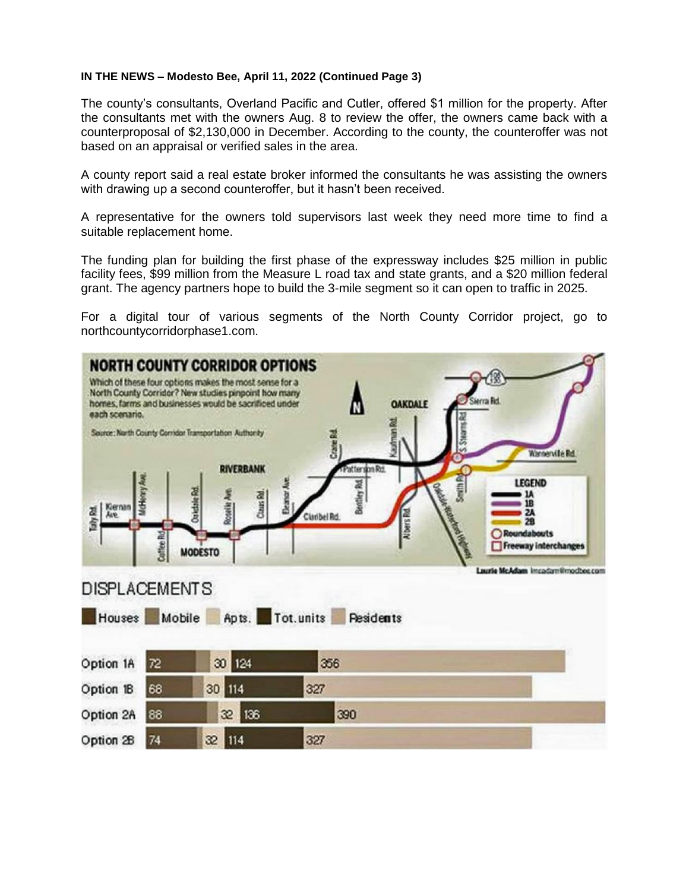**IN THE NEWS – Modesto Bee, April 11, 2022 (Continued Page 3)**

The county's consultants, Overland Pacific and Cutler, offered $1 million for the property. After the consultants met with the owners Aug. 8 to review the offer, the owners came back with a counterproposal of $2,130,000 in December. According to the county, the counteroffer was not based on an appraisal or verified sales in the area.

A county report said a real estate broker informed the consultants he was assisting the owners with drawing up a second counteroffer, but it hasn't been received.

A representative for the owners told supervisors last week they need more time to find a suitable replacement home.

The funding plan for building the first phase of the expressway includes $25 million in public facility fees, $99 million from the Measure L road tax and state grants, and a $20 million federal grant. The agency partners hope to build the 3-mile segment so it can open to traffic in 2025.

For a digital tour of various segments of the North County Corridor project, go to northcountycorridorphase1.com.

## NORTH COUNTY CORRIDOR OPTIONS

Which of these four options makes the most sense for a North County Corridor? New studies pinpoint how many homes, farms and businesses would be sacrificed under each scenario.

Source: North County Corridor Transportation Authority

Laurie McAdam lmcadam@modbee.com

## DISPLACEMENTS

| Option | Houses | Mobile | Apts. | Tot. units | Residents |
|---|---|---|---|---|---|
| Option 1A | 72 | | 30 | 124 | 356 |
| Option 1B | 68 | | 30 | 114 | 327 |
| Option 2A | 88 | | 32 | 136 | 390 |
| Option 2B | 74 | | 32 | 114 | 327 |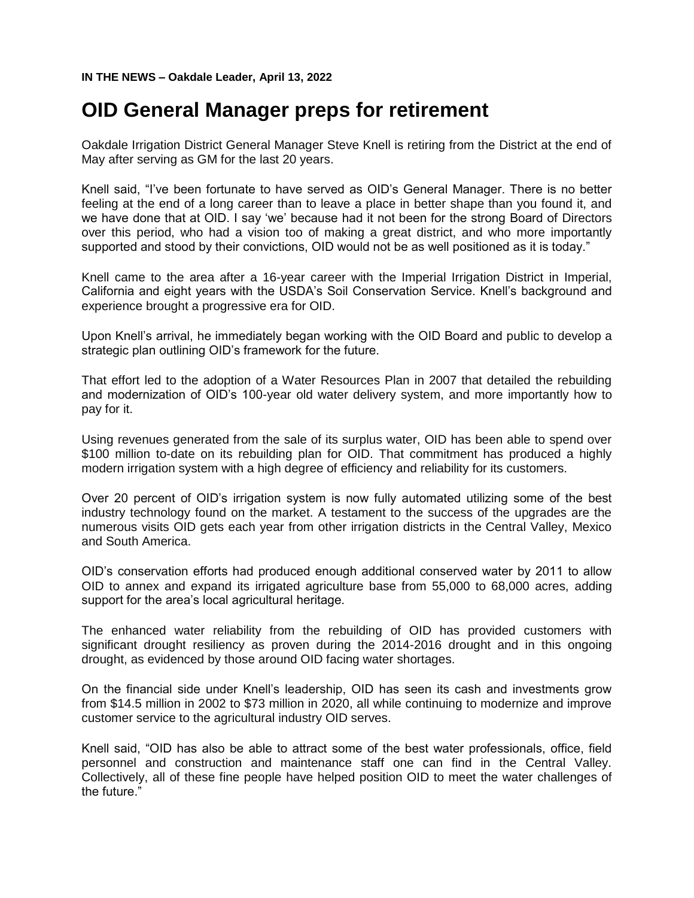**IN THE NEWS – Oakdale Leader, April 13, 2022**

# OID General Manager preps for retirement

Oakdale Irrigation District General Manager Steve Knell is retiring from the District at the end of May after serving as GM for the last 20 years.

Knell said, "I've been fortunate to have served as OID's General Manager. There is no better feeling at the end of a long career than to leave a place in better shape than you found it, and we have done that at OID. I say 'we' because had it not been for the strong Board of Directors over this period, who had a vision too of making a great district, and who more importantly supported and stood by their convictions, OID would not be as well positioned as it is today."

Knell came to the area after a 16-year career with the Imperial Irrigation District in Imperial, California and eight years with the USDA's Soil Conservation Service. Knell's background and experience brought a progressive era for OID.

Upon Knell's arrival, he immediately began working with the OID Board and public to develop a strategic plan outlining OID's framework for the future.

That effort led to the adoption of a Water Resources Plan in 2007 that detailed the rebuilding and modernization of OID's 100-year old water delivery system, and more importantly how to pay for it.

Using revenues generated from the sale of its surplus water, OID has been able to spend over $100 million to-date on its rebuilding plan for OID. That commitment has produced a highly modern irrigation system with a high degree of efficiency and reliability for its customers.

Over 20 percent of OID's irrigation system is now fully automated utilizing some of the best industry technology found on the market. A testament to the success of the upgrades are the numerous visits OID gets each year from other irrigation districts in the Central Valley, Mexico and South America.

OID's conservation efforts had produced enough additional conserved water by 2011 to allow OID to annex and expand its irrigated agriculture base from 55,000 to 68,000 acres, adding support for the area's local agricultural heritage.

The enhanced water reliability from the rebuilding of OID has provided customers with significant drought resiliency as proven during the 2014-2016 drought and in this ongoing drought, as evidenced by those around OID facing water shortages.

On the financial side under Knell's leadership, OID has seen its cash and investments grow from $14.5 million in 2002 to $73 million in 2020, all while continuing to modernize and improve customer service to the agricultural industry OID serves.

Knell said, "OID has also be able to attract some of the best water professionals, office, field personnel and construction and maintenance staff one can find in the Central Valley. Collectively, all of these fine people have helped position OID to meet the water challenges of the future."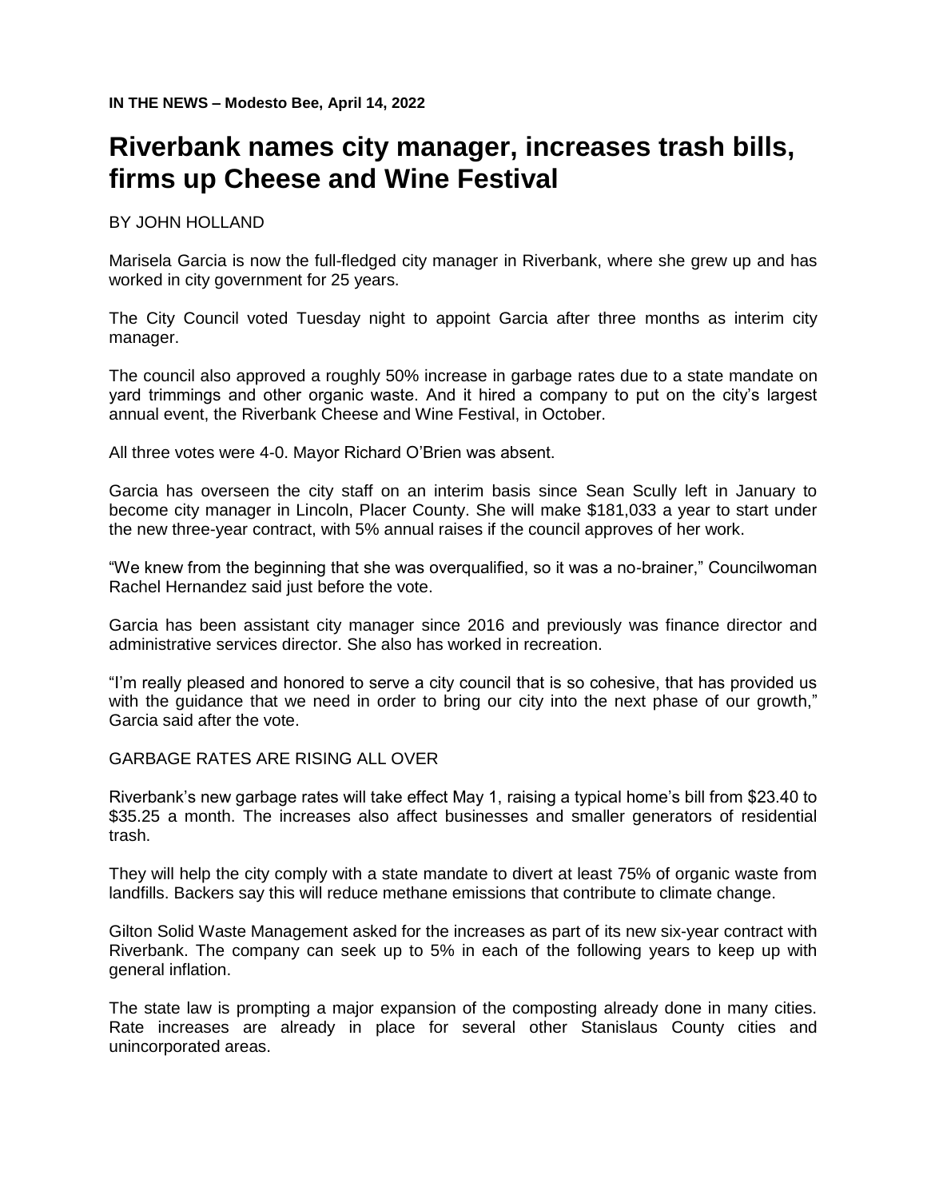**IN THE NEWS – Modesto Bee, April 14, 2022**

# Riverbank names city manager, increases trash bills, firms up Cheese and Wine Festival

BY JOHN HOLLAND

Marisela Garcia is now the full-fledged city manager in Riverbank, where she grew up and has worked in city government for 25 years.

The City Council voted Tuesday night to appoint Garcia after three months as interim city manager.

The council also approved a roughly 50% increase in garbage rates due to a state mandate on yard trimmings and other organic waste. And it hired a company to put on the city's largest annual event, the Riverbank Cheese and Wine Festival, in October.

All three votes were 4-0. Mayor Richard O'Brien was absent.

Garcia has overseen the city staff on an interim basis since Sean Scully left in January to become city manager in Lincoln, Placer County. She will make $181,033 a year to start under the new three-year contract, with 5% annual raises if the council approves of her work.

"We knew from the beginning that she was overqualified, so it was a no-brainer," Councilwoman Rachel Hernandez said just before the vote.

Garcia has been assistant city manager since 2016 and previously was finance director and administrative services director. She also has worked in recreation.

"I'm really pleased and honored to serve a city council that is so cohesive, that has provided us with the guidance that we need in order to bring our city into the next phase of our growth," Garcia said after the vote.

GARBAGE RATES ARE RISING ALL OVER

Riverbank's new garbage rates will take effect May 1, raising a typical home's bill from $23.40 to $35.25 a month. The increases also affect businesses and smaller generators of residential trash.

They will help the city comply with a state mandate to divert at least 75% of organic waste from landfills. Backers say this will reduce methane emissions that contribute to climate change.

Gilton Solid Waste Management asked for the increases as part of its new six-year contract with Riverbank. The company can seek up to 5% in each of the following years to keep up with general inflation.

The state law is prompting a major expansion of the composting already done in many cities. Rate increases are already in place for several other Stanislaus County cities and unincorporated areas.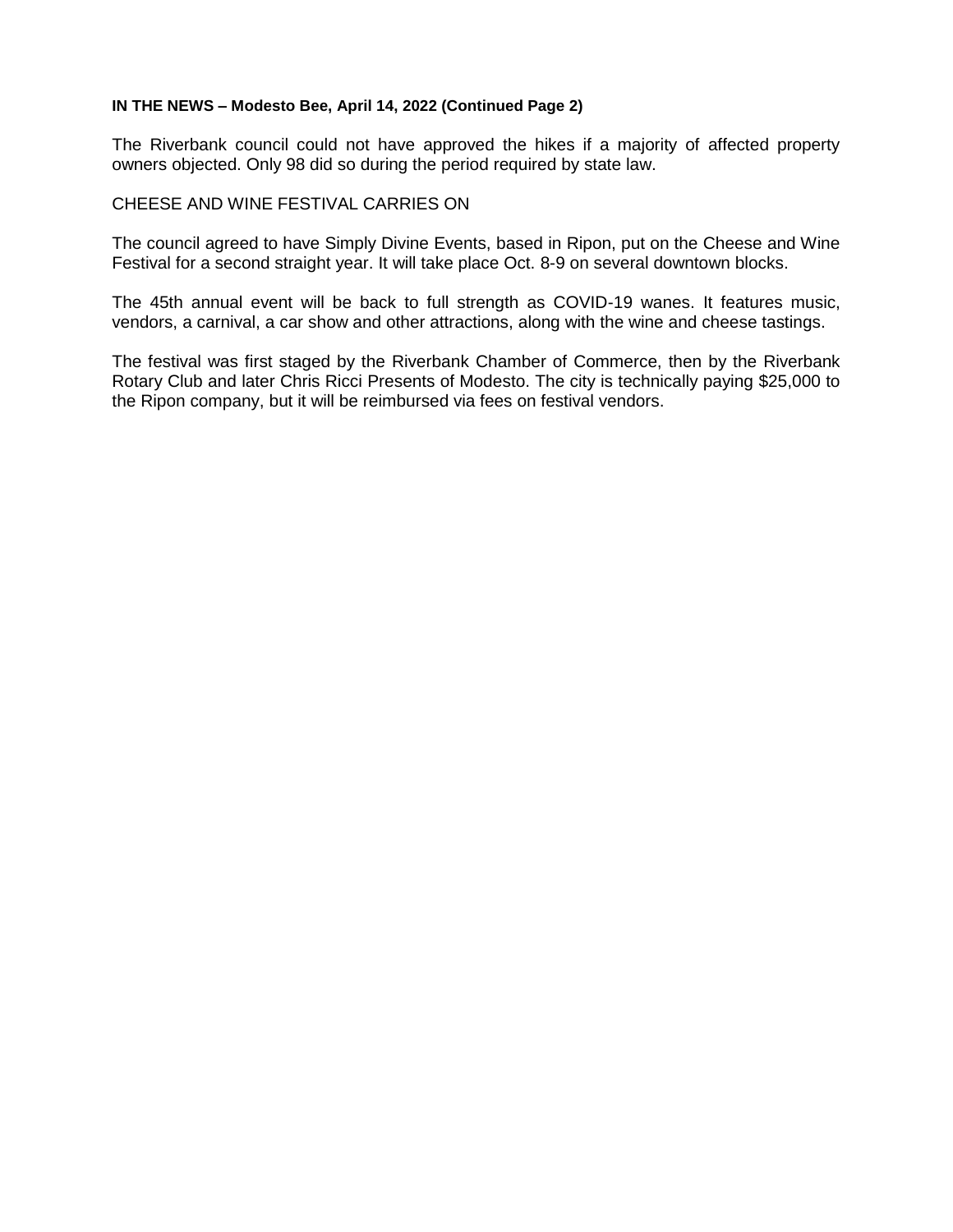**IN THE NEWS – Modesto Bee, April 14, 2022 (Continued Page 2)**

The Riverbank council could not have approved the hikes if a majority of affected property owners objected. Only 98 did so during the period required by state law.

CHEESE AND WINE FESTIVAL CARRIES ON

The council agreed to have Simply Divine Events, based in Ripon, put on the Cheese and Wine Festival for a second straight year. It will take place Oct. 8-9 on several downtown blocks.

The 45th annual event will be back to full strength as COVID-19 wanes. It features music, vendors, a carnival, a car show and other attractions, along with the wine and cheese tastings.

The festival was first staged by the Riverbank Chamber of Commerce, then by the Riverbank Rotary Club and later Chris Ricci Presents of Modesto. The city is technically paying $25,000 to the Ripon company, but it will be reimbursed via fees on festival vendors.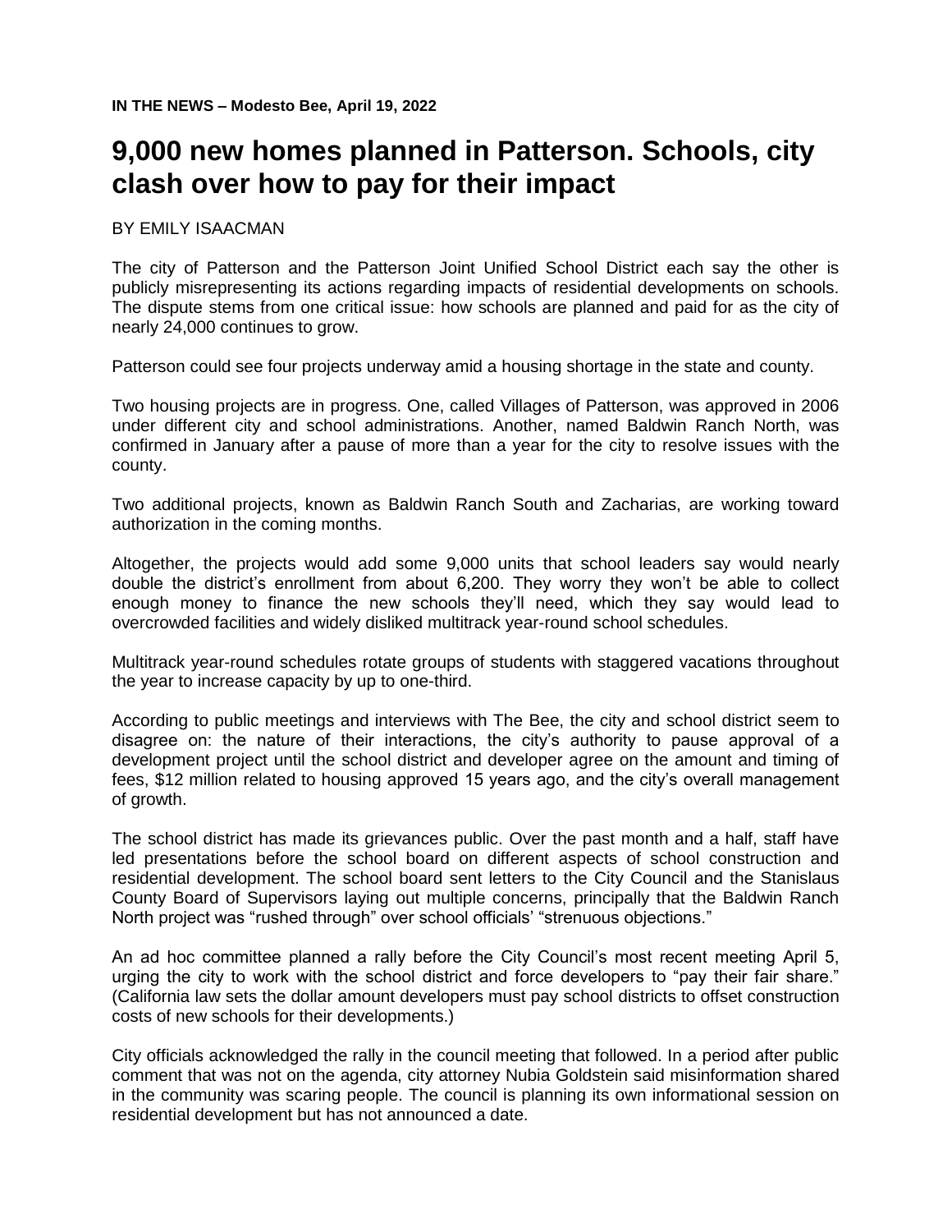**IN THE NEWS – Modesto Bee, April 19, 2022**

# 9,000 new homes planned in Patterson. Schools, city clash over how to pay for their impact

BY EMILY ISAACMAN

The city of Patterson and the Patterson Joint Unified School District each say the other is publicly misrepresenting its actions regarding impacts of residential developments on schools. The dispute stems from one critical issue: how schools are planned and paid for as the city of nearly 24,000 continues to grow.

Patterson could see four projects underway amid a housing shortage in the state and county.

Two housing projects are in progress. One, called Villages of Patterson, was approved in 2006 under different city and school administrations. Another, named Baldwin Ranch North, was confirmed in January after a pause of more than a year for the city to resolve issues with the county.

Two additional projects, known as Baldwin Ranch South and Zacharias, are working toward authorization in the coming months.

Altogether, the projects would add some 9,000 units that school leaders say would nearly double the district's enrollment from about 6,200. They worry they won't be able to collect enough money to finance the new schools they'll need, which they say would lead to overcrowded facilities and widely disliked multitrack year-round school schedules.

Multitrack year-round schedules rotate groups of students with staggered vacations throughout the year to increase capacity by up to one-third.

According to public meetings and interviews with The Bee, the city and school district seem to disagree on: the nature of their interactions, the city's authority to pause approval of a development project until the school district and developer agree on the amount and timing of fees, $12 million related to housing approved 15 years ago, and the city's overall management of growth.

The school district has made its grievances public. Over the past month and a half, staff have led presentations before the school board on different aspects of school construction and residential development. The school board sent letters to the City Council and the Stanislaus County Board of Supervisors laying out multiple concerns, principally that the Baldwin Ranch North project was "rushed through" over school officials' "strenuous objections."

An ad hoc committee planned a rally before the City Council's most recent meeting April 5, urging the city to work with the school district and force developers to "pay their fair share." (California law sets the dollar amount developers must pay school districts to offset construction costs of new schools for their developments.)

City officials acknowledged the rally in the council meeting that followed. In a period after public comment that was not on the agenda, city attorney Nubia Goldstein said misinformation shared in the community was scaring people. The council is planning its own informational session on residential development but has not announced a date.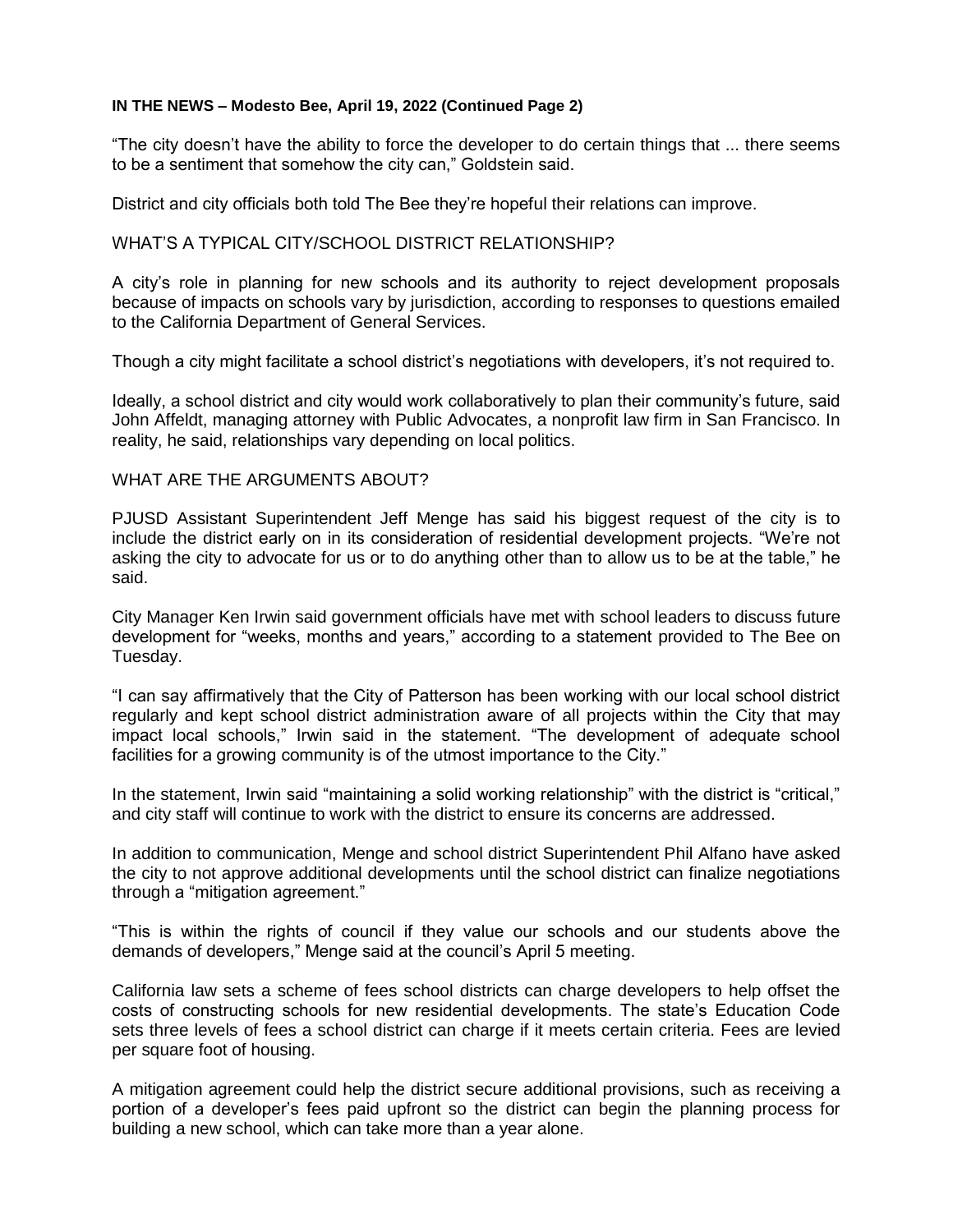**IN THE NEWS – Modesto Bee, April 19, 2022 (Continued Page 2)**

"The city doesn't have the ability to force the developer to do certain things that ... there seems to be a sentiment that somehow the city can," Goldstein said.

District and city officials both told The Bee they're hopeful their relations can improve.

WHAT'S A TYPICAL CITY/SCHOOL DISTRICT RELATIONSHIP?

A city's role in planning for new schools and its authority to reject development proposals because of impacts on schools vary by jurisdiction, according to responses to questions emailed to the California Department of General Services.

Though a city might facilitate a school district's negotiations with developers, it's not required to.

Ideally, a school district and city would work collaboratively to plan their community's future, said John Affeldt, managing attorney with Public Advocates, a nonprofit law firm in San Francisco. In reality, he said, relationships vary depending on local politics.

WHAT ARE THE ARGUMENTS ABOUT?

PJUSD Assistant Superintendent Jeff Menge has said his biggest request of the city is to include the district early on in its consideration of residential development projects. "We're not asking the city to advocate for us or to do anything other than to allow us to be at the table," he said.

City Manager Ken Irwin said government officials have met with school leaders to discuss future development for "weeks, months and years," according to a statement provided to The Bee on Tuesday.

"I can say affirmatively that the City of Patterson has been working with our local school district regularly and kept school district administration aware of all projects within the City that may impact local schools," Irwin said in the statement. "The development of adequate school facilities for a growing community is of the utmost importance to the City."

In the statement, Irwin said "maintaining a solid working relationship" with the district is "critical," and city staff will continue to work with the district to ensure its concerns are addressed.

In addition to communication, Menge and school district Superintendent Phil Alfano have asked the city to not approve additional developments until the school district can finalize negotiations through a "mitigation agreement."

"This is within the rights of council if they value our schools and our students above the demands of developers," Menge said at the council's April 5 meeting.

California law sets a scheme of fees school districts can charge developers to help offset the costs of constructing schools for new residential developments. The state's Education Code sets three levels of fees a school district can charge if it meets certain criteria. Fees are levied per square foot of housing.

A mitigation agreement could help the district secure additional provisions, such as receiving a portion of a developer's fees paid upfront so the district can begin the planning process for building a new school, which can take more than a year alone.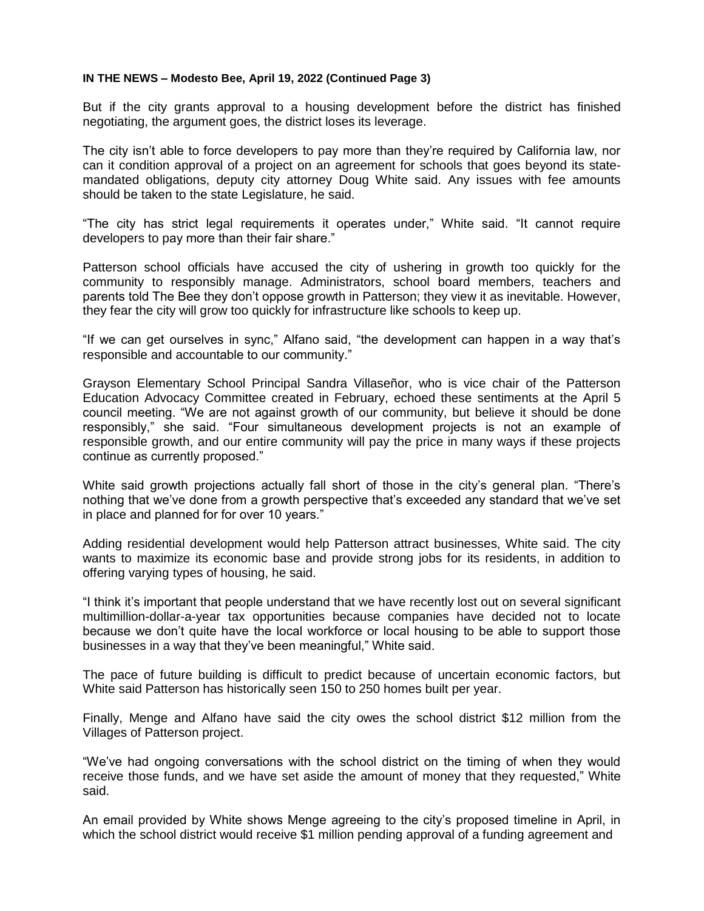**IN THE NEWS – Modesto Bee, April 19, 2022 (Continued Page 3)**

But if the city grants approval to a housing development before the district has finished negotiating, the argument goes, the district loses its leverage.

The city isn't able to force developers to pay more than they're required by California law, nor can it condition approval of a project on an agreement for schools that goes beyond its state-mandated obligations, deputy city attorney Doug White said. Any issues with fee amounts should be taken to the state Legislature, he said.

"The city has strict legal requirements it operates under," White said. "It cannot require developers to pay more than their fair share."

Patterson school officials have accused the city of ushering in growth too quickly for the community to responsibly manage. Administrators, school board members, teachers and parents told The Bee they don't oppose growth in Patterson; they view it as inevitable. However, they fear the city will grow too quickly for infrastructure like schools to keep up.

"If we can get ourselves in sync," Alfano said, "the development can happen in a way that's responsible and accountable to our community."

Grayson Elementary School Principal Sandra Villaseñor, who is vice chair of the Patterson Education Advocacy Committee created in February, echoed these sentiments at the April 5 council meeting. "We are not against growth of our community, but believe it should be done responsibly," she said. "Four simultaneous development projects is not an example of responsible growth, and our entire community will pay the price in many ways if these projects continue as currently proposed."

White said growth projections actually fall short of those in the city's general plan. "There's nothing that we've done from a growth perspective that's exceeded any standard that we've set in place and planned for for over 10 years."

Adding residential development would help Patterson attract businesses, White said. The city wants to maximize its economic base and provide strong jobs for its residents, in addition to offering varying types of housing, he said.

"I think it's important that people understand that we have recently lost out on several significant multimillion-dollar-a-year tax opportunities because companies have decided not to locate because we don't quite have the local workforce or local housing to be able to support those businesses in a way that they've been meaningful," White said.

The pace of future building is difficult to predict because of uncertain economic factors, but White said Patterson has historically seen 150 to 250 homes built per year.

Finally, Menge and Alfano have said the city owes the school district $12 million from the Villages of Patterson project.

"We've had ongoing conversations with the school district on the timing of when they would receive those funds, and we have set aside the amount of money that they requested," White said.

An email provided by White shows Menge agreeing to the city's proposed timeline in April, in which the school district would receive $1 million pending approval of a funding agreement and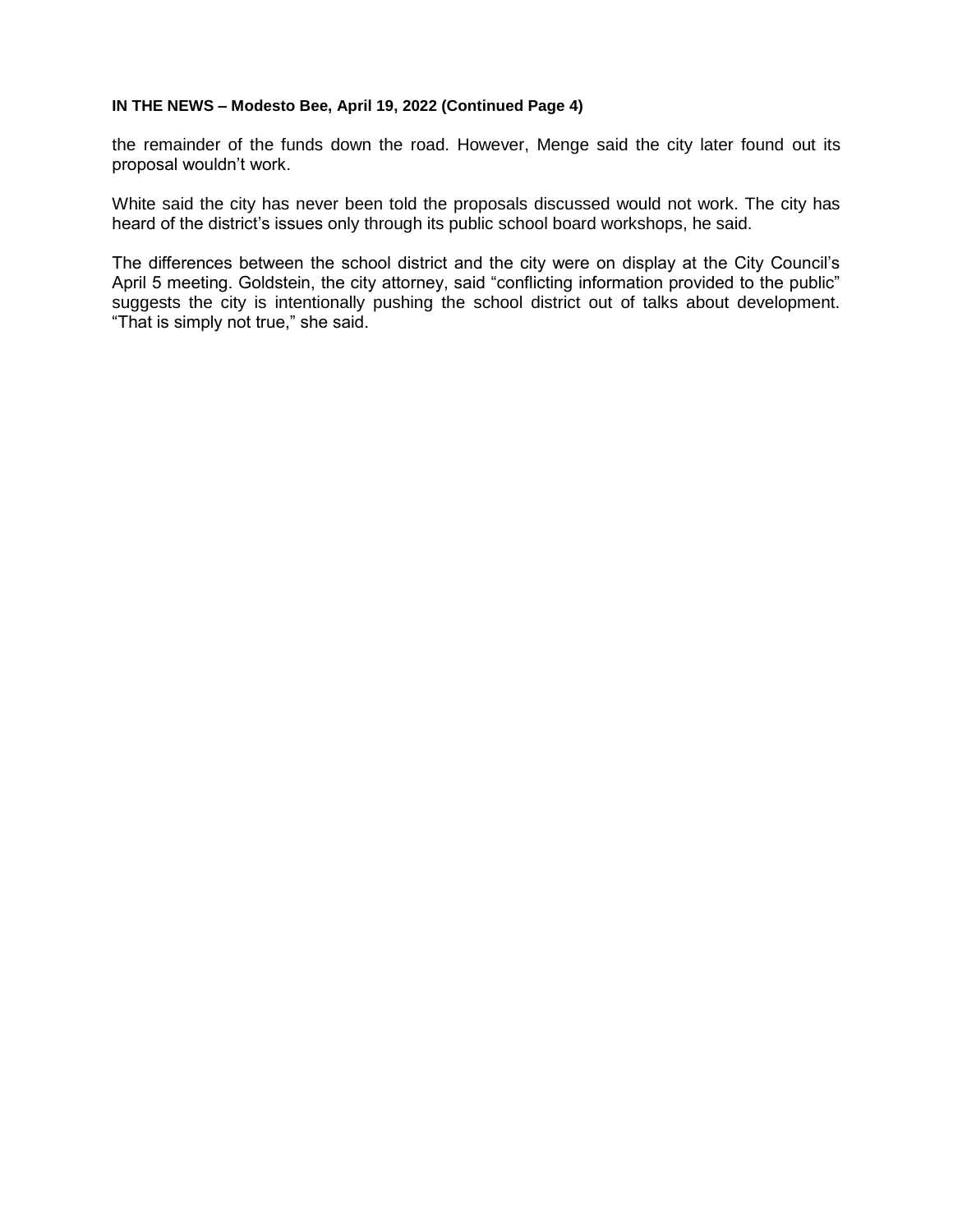**IN THE NEWS – Modesto Bee, April 19, 2022 (Continued Page 4)**

the remainder of the funds down the road. However, Menge said the city later found out its proposal wouldn't work.

White said the city has never been told the proposals discussed would not work. The city has heard of the district's issues only through its public school board workshops, he said.

The differences between the school district and the city were on display at the City Council's April 5 meeting. Goldstein, the city attorney, said "conflicting information provided to the public" suggests the city is intentionally pushing the school district out of talks about development. "That is simply not true," she said.